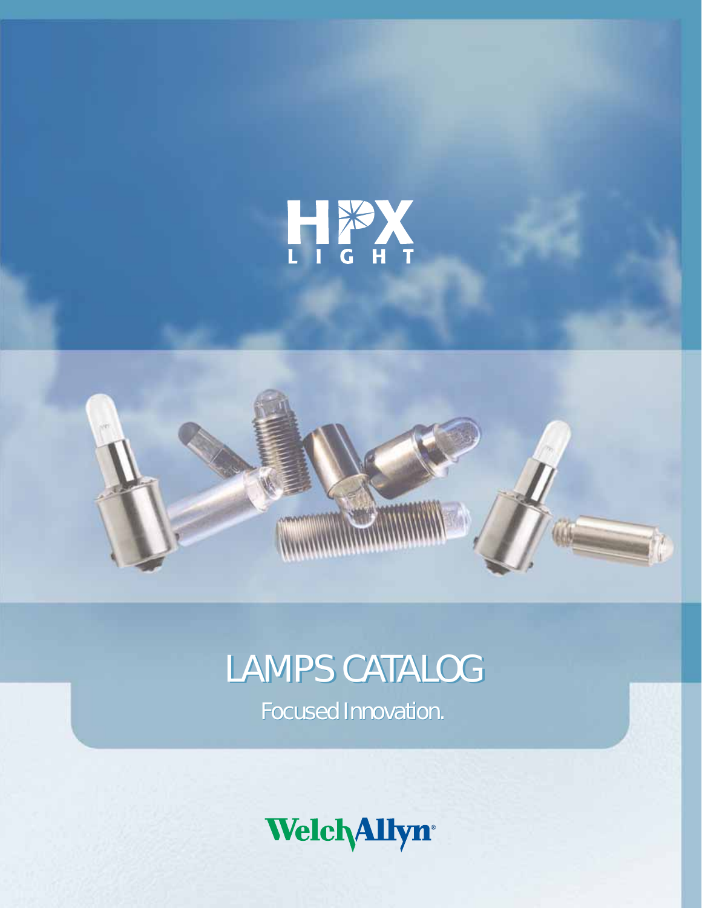# HPX LIGHT

# LAMPS CATALOG

Focused Innovation.

Welch Allyn®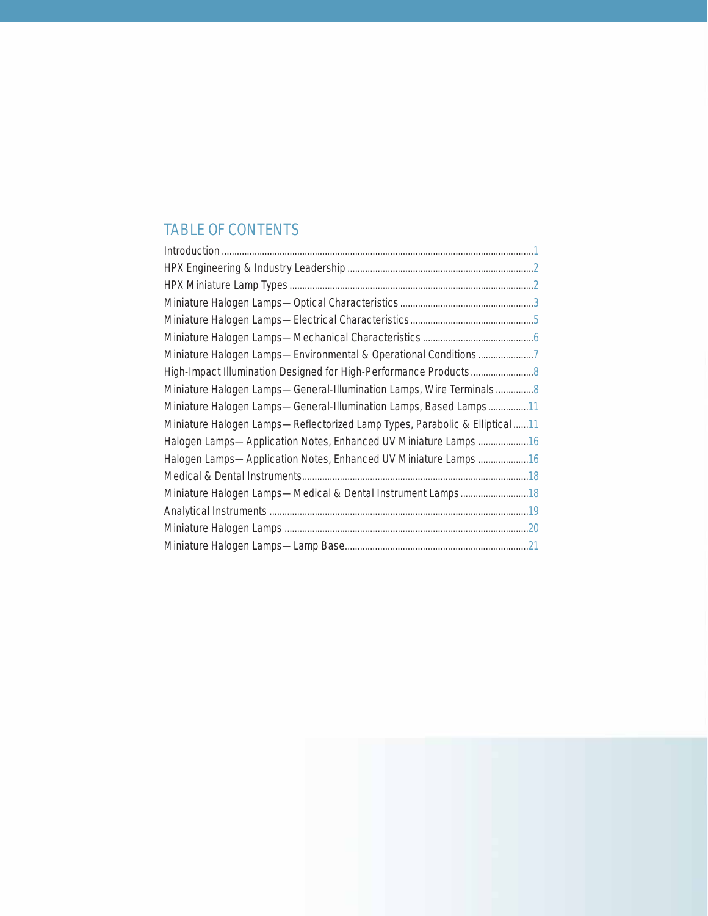## TABLE OF CONTENTS

| | |
|---|---|
| Introduction | 1 |
| HPX Engineering & Industry Leadership | 2 |
| HPX Miniature Lamp Types | 2 |
| Miniature Halogen Lamps— Optical Characteristics | 3 |
| Miniature Halogen Lamps— Electrical Characteristics | 5 |
| Miniature Halogen Lamps— Mechanical Characteristics | 6 |
| Miniature Halogen Lamps— Environmental & Operational Conditions | 7 |
| High-Impact Illumination Designed for High-Performance Products | 8 |
| Miniature Halogen Lamps— General-Illumination Lamps, Wire Terminals | 8 |
| Miniature Halogen Lamps— General-Illumination Lamps, Based Lamps | 11 |
| Miniature Halogen Lamps— Reflectorized Lamp Types, Parabolic & Elliptical | 11 |
| Halogen Lamps— Application Notes, Enhanced UV Miniature Lamps | 16 |
| Halogen Lamps— Application Notes, Enhanced UV Miniature Lamps | 16 |
| Medical & Dental Instruments | 18 |
| Miniature Halogen Lamps— Medical & Dental Instrument Lamps | 18 |
| Analytical Instruments | 19 |
| Miniature Halogen Lamps | 20 |
| Miniature Halogen Lamps— Lamp Base | 21 |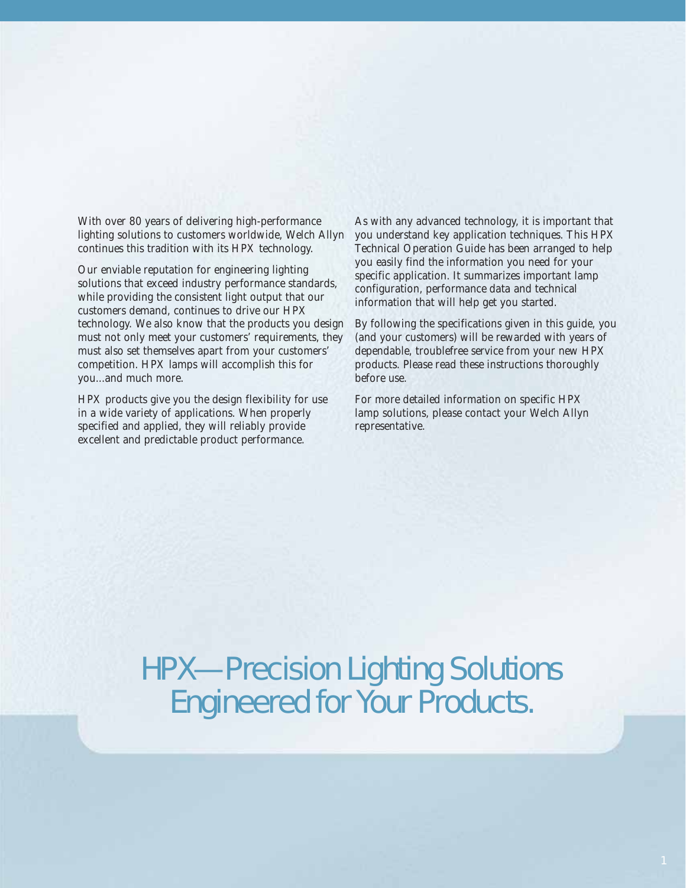With over 80 years of delivering high-performance lighting solutions to customers worldwide, Welch Allyn continues this tradition with its HPX technology.

Our enviable reputation for engineering lighting solutions that exceed industry performance standards, while providing the consistent light output that our customers demand, continues to drive our HPX technology. We also know that the products you design must not only meet your customers' requirements, they must also set themselves apart from your customers' competition. HPX lamps will accomplish this for you...and much more.

HPX products give you the design flexibility for use in a wide variety of applications. When properly specified and applied, they will reliably provide excellent and predictable product performance.

As with any advanced technology, it is important that you understand key application techniques. This HPX Technical Operation Guide has been arranged to help you easily find the information you need for your specific application. It summarizes important lamp configuration, performance data and technical information that will help get you started.

By following the specifications given in this guide, you (and your customers) will be rewarded with years of dependable, troublefree service from your new HPX products. Please read these instructions thoroughly before use.

For more detailed information on specific HPX lamp solutions, please contact your Welch Allyn representative.

# HPX—Precision Lighting Solutions Engineered for Your Products.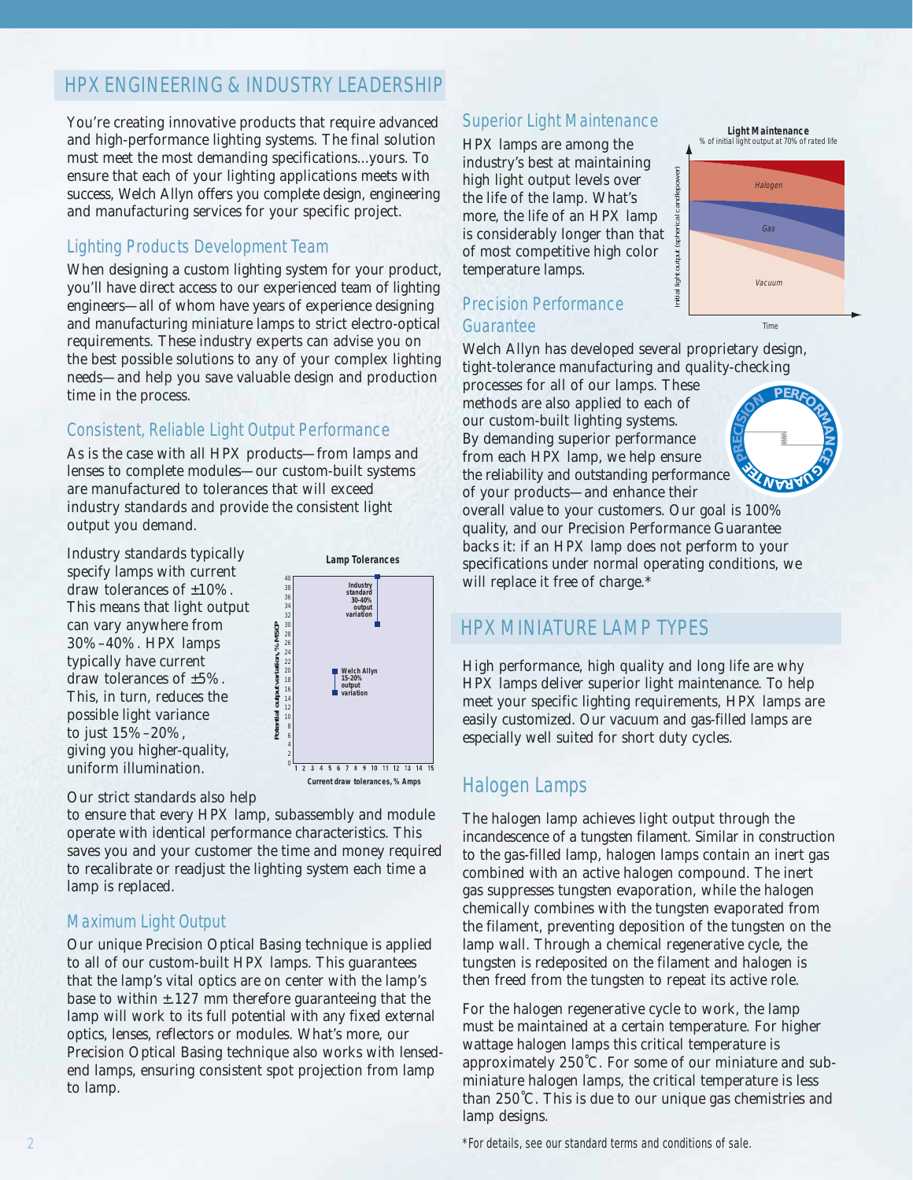## HPX ENGINEERING & INDUSTRY LEADERSHIP

You're creating innovative products that require advanced and high-performance lighting systems. The final solution must meet the most demanding specifications...yours. To ensure that each of your lighting applications meets with success, Welch Allyn offers you complete design, engineering and manufacturing services for your specific project.

### Lighting Products Development Team

When designing a custom lighting system for your product, you'll have direct access to our experienced team of lighting engineers—all of whom have years of experience designing and manufacturing miniature lamps to strict electro-optical requirements. These industry experts can advise you on the best possible solutions to any of your complex lighting needs—and help you save valuable design and production time in the process.

### Consistent, Reliable Light Output Performance

As is the case with all HPX products—from lamps and lenses to complete modules—our custom-built systems are manufactured to tolerances that will exceed industry standards and provide the consistent light output you demand.

Industry standards typically specify lamps with current draw tolerances of ±10%. This means that light output can vary anywhere from 30%–40%. HPX lamps typically have current draw tolerances of ±5%. This, in turn, reduces the possible light variance to just 15%–20%, giving you higher-quality, uniform illumination.

**Lamp Tolerances**

Industry standard 30-40% output variation

Welch Allyn 15-20% output variation

Potential output variation, % MSCP

Current draw tolerances, % Amps

Our strict standards also help to ensure that every HPX lamp, subassembly and module operate with identical performance characteristics. This saves you and your customer the time and money required to recalibrate or readjust the lighting system each time a lamp is replaced.

### Maximum Light Output

Our unique Precision Optical Basing technique is applied to all of our custom-built HPX lamps. This guarantees that the lamp's vital optics are on center with the lamp's base to within ±.127 mm therefore guaranteeing that the lamp will work to its full potential with any fixed external optics, lenses, reflectors or modules. What's more, our Precision Optical Basing technique also works with lensed-end lamps, ensuring consistent spot projection from lamp to lamp.

### Superior Light Maintenance

HPX lamps are among the industry's best at maintaining high light output levels over the life of the lamp. What's more, the life of an HPX lamp is considerably longer than that of most competitive high color temperature lamps.

**Light Maintenance**
% of initial light output at 70% of rated life

Halogen

Gas

Vacuum

Initial light output (spherical candlepower)

Time

### Precision Performance Guarantee

Welch Allyn has developed several proprietary design, tight-tolerance manufacturing and quality-checking processes for all of our lamps. These methods are also applied to each of our custom-built lighting systems. By demanding superior performance from each HPX lamp, we help ensure the reliability and outstanding performance of your products—and enhance their overall value to your customers. Our goal is 100% quality, and our Precision Performance Guarantee backs it: if an HPX lamp does not perform to your specifications under normal operating conditions, we will replace it free of charge.*

PRECISION PERFORMANCE GUARANTEE

## HPX MINIATURE LAMP TYPES

High performance, high quality and long life are why HPX lamps deliver superior light maintenance. To help meet your specific lighting requirements, HPX lamps are easily customized. Our vacuum and gas-filled lamps are especially well suited for short duty cycles.

### Halogen Lamps

The halogen lamp achieves light output through the incandescence of a tungsten filament. Similar in construction to the gas-filled lamp, halogen lamps contain an inert gas combined with an active halogen compound. The inert gas suppresses tungsten evaporation, while the halogen chemically combines with the tungsten evaporated from the filament, preventing deposition of the tungsten on the lamp wall. Through a chemical regenerative cycle, the tungsten is redeposited on the filament and halogen is then freed from the tungsten to repeat its active role.

For the halogen regenerative cycle to work, the lamp must be maintained at a certain temperature. For higher wattage halogen lamps this critical temperature is approximately 250˚C. For some of our miniature and sub-miniature halogen lamps, the critical temperature is less than 250˚C. This is due to our unique gas chemistries and lamp designs.

*For details, see our standard terms and conditions of sale.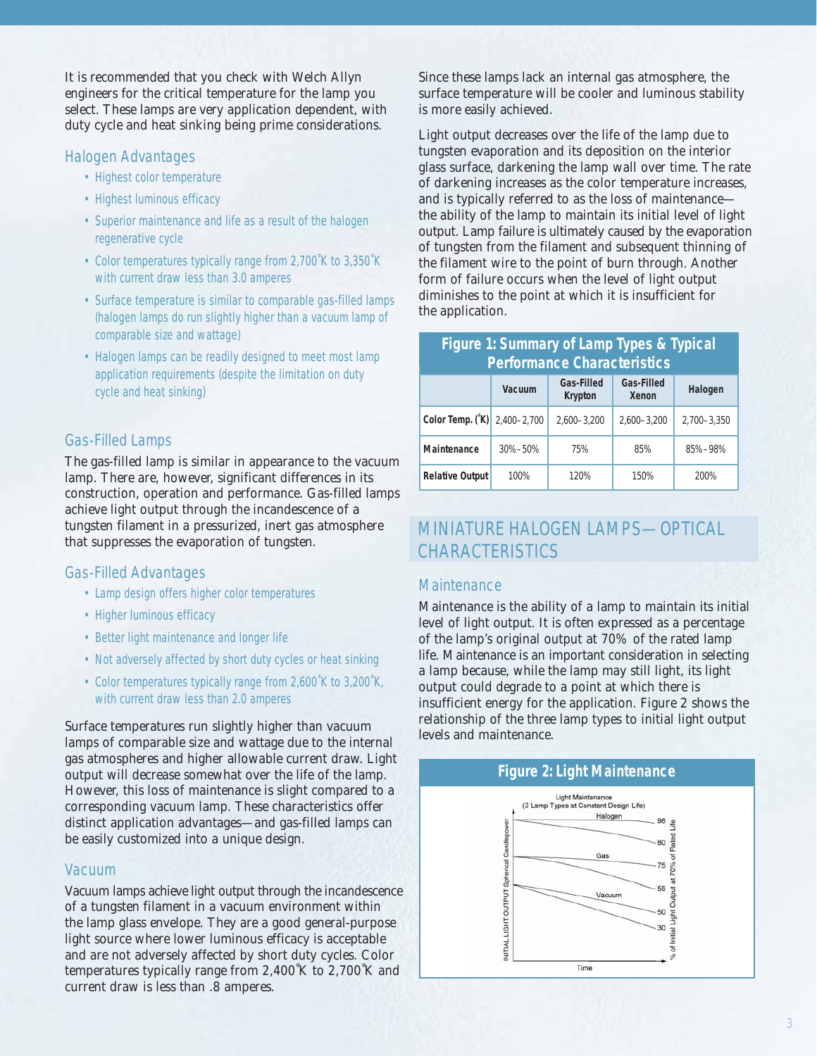It is recommended that you check with Welch Allyn engineers for the critical temperature for the lamp you select. These lamps are very application dependent, with duty cycle and heat sinking being prime considerations.

### Halogen Advantages

- Highest color temperature
- Highest luminous efficacy
- Superior maintenance and life as a result of the halogen regenerative cycle
- Color temperatures typically range from 2,700˚K to 3,350˚K with current draw less than 3.0 amperes
- Surface temperature is similar to comparable gas-filled lamps (halogen lamps do run slightly higher than a vacuum lamp of comparable size and wattage)
- Halogen lamps can be readily designed to meet most lamp application requirements (despite the limitation on duty cycle and heat sinking)

### Gas-Filled Lamps

The gas-filled lamp is similar in appearance to the vacuum lamp. There are, however, significant differences in its construction, operation and performance. Gas-filled lamps achieve light output through the incandescence of a tungsten filament in a pressurized, inert gas atmosphere that suppresses the evaporation of tungsten.

### Gas-Filled Advantages

- Lamp design offers higher color temperatures
- Higher luminous efficacy
- Better light maintenance and longer life
- Not adversely affected by short duty cycles or heat sinking
- Color temperatures typically range from 2,600˚K to 3,200˚K, with current draw less than 2.0 amperes

Surface temperatures run slightly higher than vacuum lamps of comparable size and wattage due to the internal gas atmospheres and higher allowable current draw. Light output will decrease somewhat over the life of the lamp. However, this loss of maintenance is slight compared to a corresponding vacuum lamp. These characteristics offer distinct application advantages—and gas-filled lamps can be easily customized into a unique design.

### Vacuum

Vacuum lamps achieve light output through the incandescence of a tungsten filament in a vacuum environment within the lamp glass envelope. They are a good general-purpose light source where lower luminous efficacy is acceptable and are not adversely affected by short duty cycles. Color temperatures typically range from 2,400˚K to 2,700˚K and current draw is less than .8 amperes.

Since these lamps lack an internal gas atmosphere, the surface temperature will be cooler and luminous stability is more easily achieved.

Light output decreases over the life of the lamp due to tungsten evaporation and its deposition on the interior glass surface, darkening the lamp wall over time. The rate of darkening increases as the color temperature increases, and is typically referred to as the loss of maintenance—the ability of the lamp to maintain its initial level of light output. Lamp failure is ultimately caused by the evaporation of tungsten from the filament and subsequent thinning of the filament wire to the point of burn through. Another form of failure occurs when the level of light output diminishes to the point at which it is insufficient for the application.

**Figure 1: Summary of Lamp Types & Typical Performance Characteristics**

| | Vacuum | Gas-Filled Krypton | Gas-Filled Xenon | Halogen |
|---|---|---|---|---|
| Color Temp. (˚K) | 2,400–2,700 | 2,600–3,200 | 2,600–3,200 | 2,700–3,350 |
| Maintenance | 30%–50% | 75% | 85% | 85%–98% |
| Relative Output | 100% | 120% | 150% | 200% |

## MINIATURE HALOGEN LAMPS—OPTICAL CHARACTERISTICS

### Maintenance

Maintenance is the ability of a lamp to maintain its initial level of light output. It is often expressed as a percentage of the lamp's original output at 70% of the rated lamp life. Maintenance is an important consideration in selecting a lamp because, while the lamp may still light, its light output could degrade to a point at which there is insufficient energy for the application. Figure 2 shows the relationship of the three lamp types to initial light output levels and maintenance.

**Figure 2: Light Maintenance**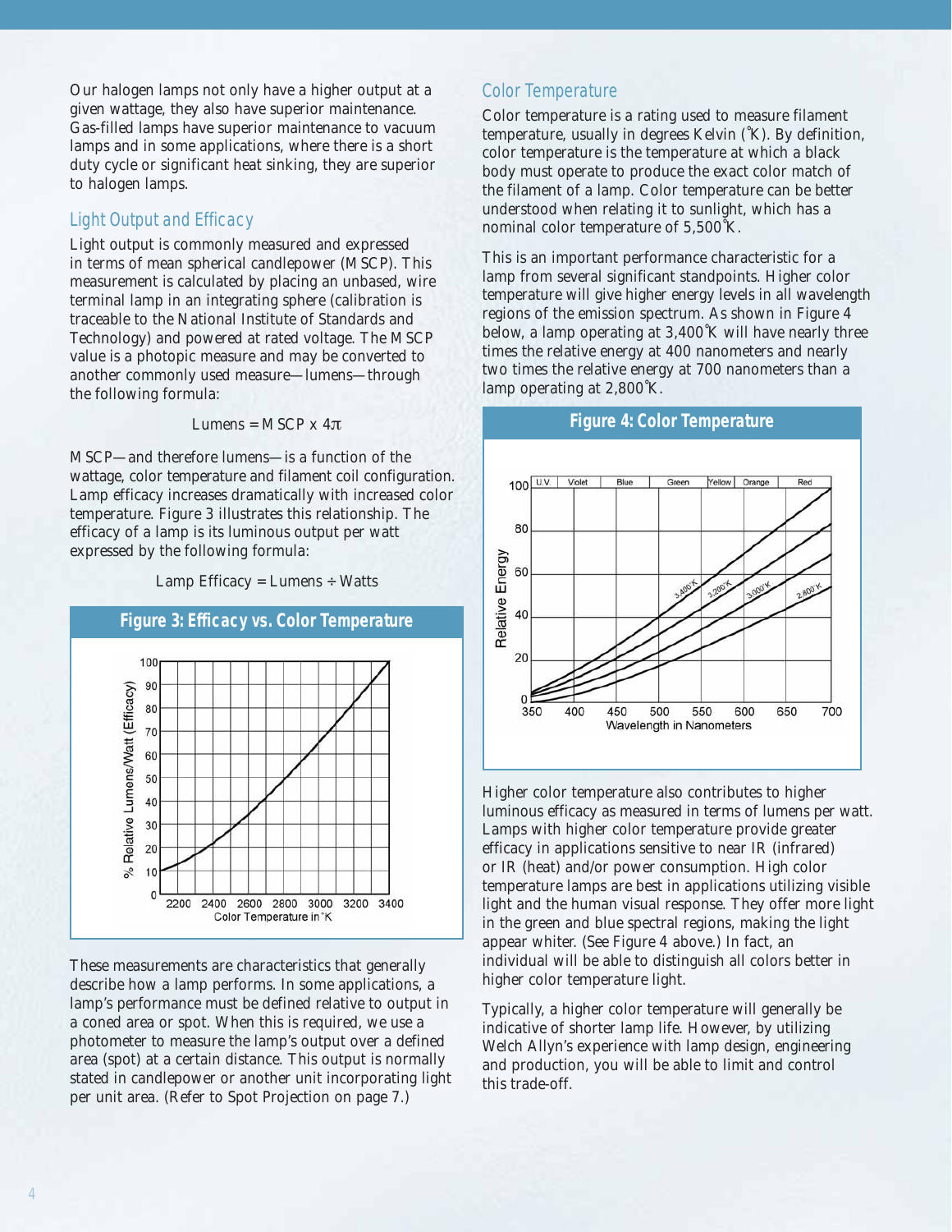Our halogen lamps not only have a higher output at a given wattage, they also have superior maintenance. Gas-filled lamps have superior maintenance to vacuum lamps and in some applications, where there is a short duty cycle or significant heat sinking, they are superior to halogen lamps.

## Light Output and Efficacy

Light output is commonly measured and expressed in terms of mean spherical candlepower (MSCP). This measurement is calculated by placing an unbased, wire terminal lamp in an integrating sphere (calibration is traceable to the National Institute of Standards and Technology) and powered at rated voltage. The MSCP value is a photopic measure and may be converted to another commonly used measure—lumens—through the following formula:

$$\text{Lumens} = \text{MSCP} \times 4\pi$$

MSCP—and therefore lumens—is a function of the wattage, color temperature and filament coil configuration. Lamp efficacy increases dramatically with increased color temperature. Figure 3 illustrates this relationship. The efficacy of a lamp is its luminous output per watt expressed by the following formula:

$$\text{Lamp Efficacy} = \text{Lumens} \div \text{Watts}$$

**Figure 3: Efficacy vs. Color Temperature**

These measurements are characteristics that generally describe how a lamp performs. In some applications, a lamp's performance must be defined relative to output in a coned area or spot. When this is required, we use a photometer to measure the lamp's output over a defined area (spot) at a certain distance. This output is normally stated in candlepower or another unit incorporating light per unit area. (Refer to Spot Projection on page 7.)

## Color Temperature

Color temperature is a rating used to measure filament temperature, usually in degrees Kelvin (°K). By definition, color temperature is the temperature at which a black body must operate to produce the exact color match of the filament of a lamp. Color temperature can be better understood when relating it to sunlight, which has a nominal color temperature of 5,500°K.

This is an important performance characteristic for a lamp from several significant standpoints. Higher color temperature will give higher energy levels in all wavelength regions of the emission spectrum. As shown in Figure 4 below, a lamp operating at 3,400°K will have nearly three times the relative energy at 400 nanometers and nearly two times the relative energy at 700 nanometers than a lamp operating at 2,800°K.

**Figure 4: Color Temperature**

Higher color temperature also contributes to higher luminous efficacy as measured in terms of lumens per watt. Lamps with higher color temperature provide greater efficacy in applications sensitive to near IR (infrared) or IR (heat) and/or power consumption. High color temperature lamps are best in applications utilizing visible light and the human visual response. They offer more light in the green and blue spectral regions, making the light appear whiter. (See Figure 4 above.) In fact, an individual will be able to distinguish all colors better in higher color temperature light.

Typically, a higher color temperature will generally be indicative of shorter lamp life. However, by utilizing Welch Allyn's experience with lamp design, engineering and production, you will be able to limit and control this trade-off.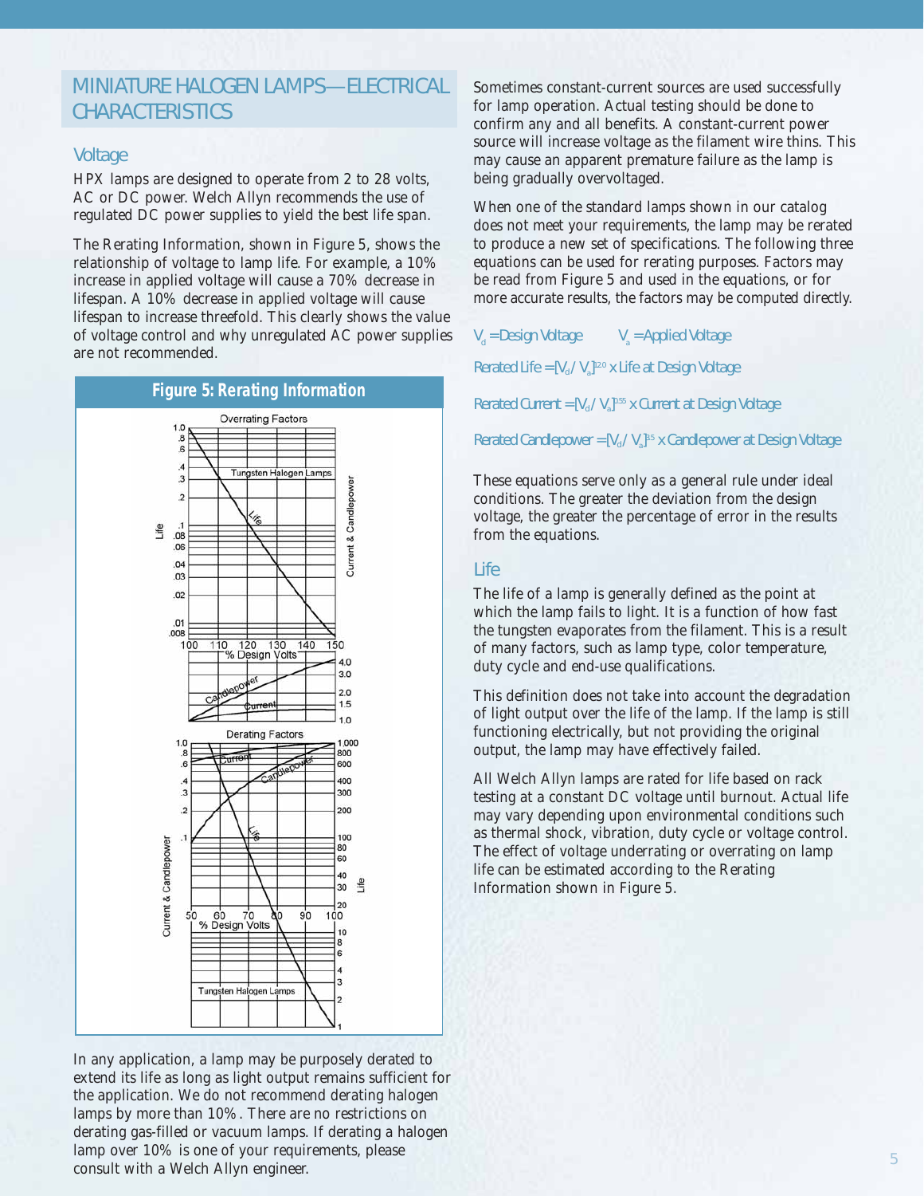## MINIATURE HALOGEN LAMPS—ELECTRICAL CHARACTERISTICS

### Voltage

HPX lamps are designed to operate from 2 to 28 volts, AC or DC power. Welch Allyn recommends the use of regulated DC power supplies to yield the best life span.

The Rerating Information, shown in Figure 5, shows the relationship of voltage to lamp life. For example, a 10% increase in applied voltage will cause a 70% decrease in lifespan. A 10% decrease in applied voltage will cause lifespan to increase threefold. This clearly shows the value of voltage control and why unregulated AC power supplies are not recommended.

**Figure 5: Rerating Information**

In any application, a lamp may be purposely derated to extend its life as long as light output remains sufficient for the application. We do not recommend derating halogen lamps by more than 10%. There are no restrictions on derating gas-filled or vacuum lamps. If derating a halogen lamp over 10% is one of your requirements, please consult with a Welch Allyn engineer.

Sometimes constant-current sources are used successfully for lamp operation. Actual testing should be done to confirm any and all benefits. A constant-current power source will increase voltage as the filament wire thins. This may cause an apparent premature failure as the lamp is being gradually overvoltaged.

When one of the standard lamps shown in our catalog does not meet your requirements, the lamp may be rerated to produce a new set of specifications. The following three equations can be used for rerating purposes. Factors may be read from Figure 5 and used in the equations, or for more accurate results, the factors may be computed directly.

$V_d$ = Design Voltage $\quad$ $V_a$ = Applied Voltage

Rerated Life = $[V_d / V_a]^{12.0}$ x Life at Design Voltage

Rerated Current = $[V_d / V_a]^{.55}$ x Current at Design Voltage

Rerated Candlepower = $[V_d / V_a]^{3.5}$ x Candlepower at Design Voltage

These equations serve only as a general rule under ideal conditions. The greater the deviation from the design voltage, the greater the percentage of error in the results from the equations.

### Life

The life of a lamp is generally defined as the point at which the lamp fails to light. It is a function of how fast the tungsten evaporates from the filament. This is a result of many factors, such as lamp type, color temperature, duty cycle and end-use qualifications.

This definition does not take into account the degradation of light output over the life of the lamp. If the lamp is still functioning electrically, but not providing the original output, the lamp may have effectively failed.

All Welch Allyn lamps are rated for life based on rack testing at a constant DC voltage until burnout. Actual life may vary depending upon environmental conditions such as thermal shock, vibration, duty cycle or voltage control. The effect of voltage underrating or overrating on lamp life can be estimated according to the Rerating Information shown in Figure 5.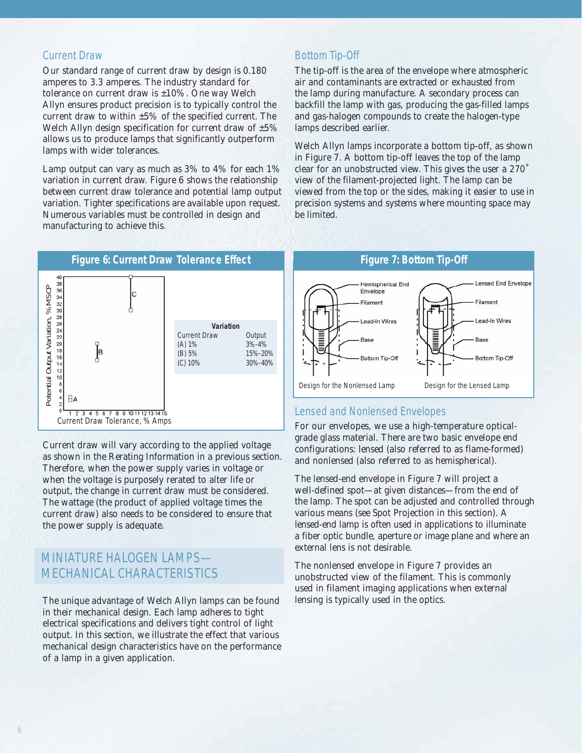## Current Draw

Our standard range of current draw by design is 0.180 amperes to 3.3 amperes. The industry standard for tolerance on current draw is ±10%. One way Welch Allyn ensures product precision is to typically control the current draw to within ±5% of the specified current. The Welch Allyn design specification for current draw of ±5% allows us to produce lamps that significantly outperform lamps with wider tolerances.

Lamp output can vary as much as 3% to 4% for each 1% variation in current draw. Figure 6 shows the relationship between current draw tolerance and potential lamp output variation. Tighter specifications are available upon request. Numerous variables must be controlled in design and manufacturing to achieve this.

### Figure 6: Current Draw Tolerance Effect

| Variation | |
|---|---|
| Current Draw | Output |
| (A) 1% | 3%-4% |
| (B) 5% | 15%-20% |
| (C) 10% | 30%-40% |

Current draw will vary according to the applied voltage as shown in the Rerating Information in a previous section. Therefore, when the power supply varies in voltage or when the voltage is purposely rerated to alter life or output, the change in current draw must be considered. The wattage (the product of applied voltage times the current draw) also needs to be considered to ensure that the power supply is adequate.

## MINIATURE HALOGEN LAMPS—MECHANICAL CHARACTERISTICS

The unique advantage of Welch Allyn lamps can be found in their mechanical design. Each lamp adheres to tight electrical specifications and delivers tight control of light output. In this section, we illustrate the effect that various mechanical design characteristics have on the performance of a lamp in a given application.

## Bottom Tip-Off

The tip-off is the area of the envelope where atmospheric air and contaminants are extracted or exhausted from the lamp during manufacture. A secondary process can backfill the lamp with gas, producing the gas-filled lamps and gas-halogen compounds to create the halogen-type lamps described earlier.

Welch Allyn lamps incorporate a bottom tip-off, as shown in Figure 7. A bottom tip-off leaves the top of the lamp clear for an unobstructed view. This gives the user a 270˚ view of the filament-projected light. The lamp can be viewed from the top or the sides, making it easier to use in precision systems and systems where mounting space may be limited.

### Figure 7: Bottom Tip-Off

Design for the Nonlensed Lamp

Design for the Lensed Lamp

## Lensed and Nonlensed Envelopes

For our envelopes, we use a high-temperature optical-grade glass material. There are two basic envelope end configurations: lensed (also referred to as flame-formed) and nonlensed (also referred to as hemispherical).

The lensed-end envelope in Figure 7 will project a well-defined spot—at given distances—from the end of the lamp. The spot can be adjusted and controlled through various means (see Spot Projection in this section). A lensed-end lamp is often used in applications to illuminate a fiber optic bundle, aperture or image plane and where an external lens is not desirable.

The nonlensed envelope in Figure 7 provides an unobstructed view of the filament. This is commonly used in filament imaging applications when external lensing is typically used in the optics.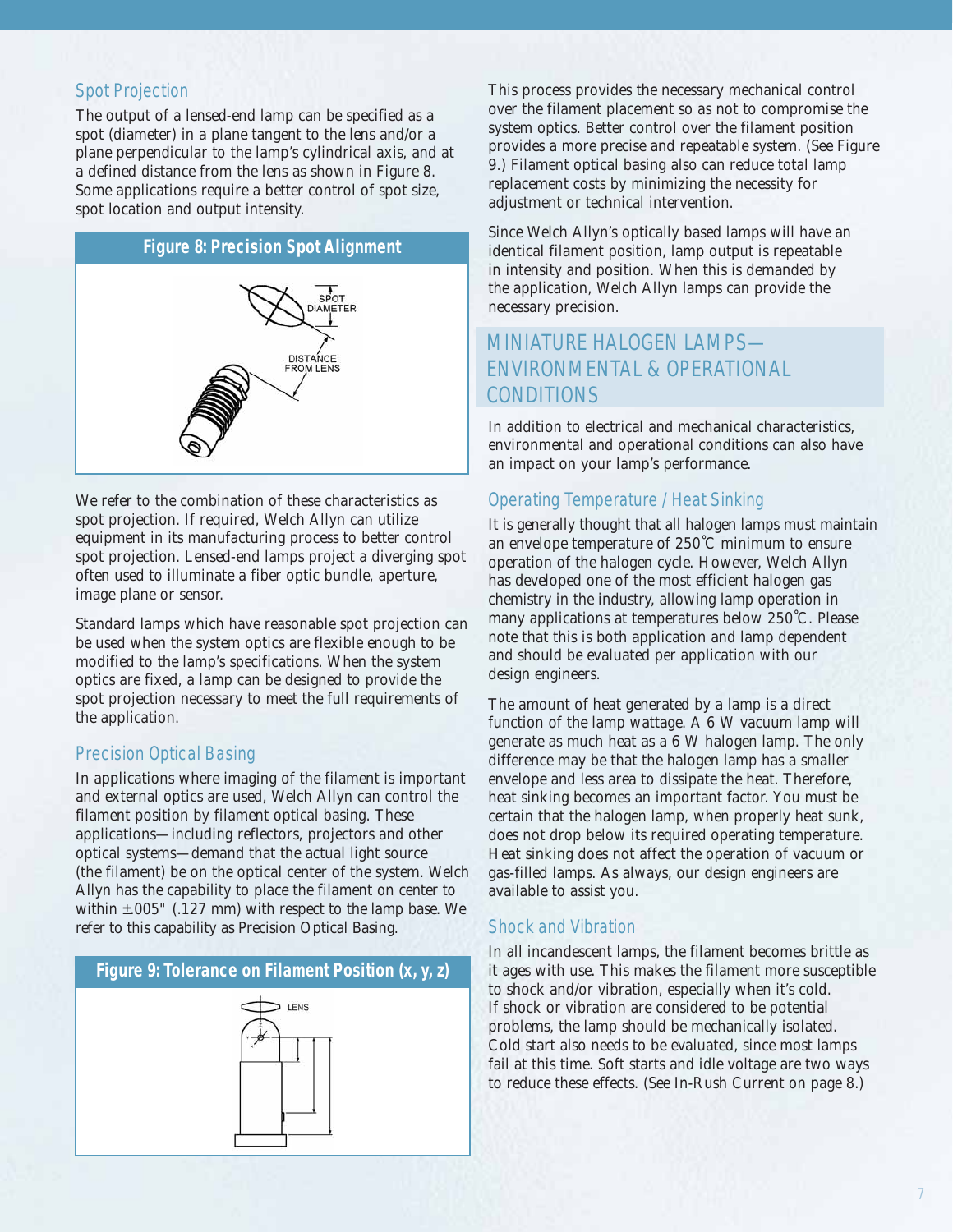## Spot Projection

The output of a lensed-end lamp can be specified as a spot (diameter) in a plane tangent to the lens and/or a plane perpendicular to the lamp's cylindrical axis, and at a defined distance from the lens as shown in Figure 8. Some applications require a better control of spot size, spot location and output intensity.

**Figure 8: Precision Spot Alignment**

SPOT DIAMETER

DISTANCE FROM LENS

We refer to the combination of these characteristics as spot projection. If required, Welch Allyn can utilize equipment in its manufacturing process to better control spot projection. Lensed-end lamps project a diverging spot often used to illuminate a fiber optic bundle, aperture, image plane or sensor.

Standard lamps which have reasonable spot projection can be used when the system optics are flexible enough to be modified to the lamp's specifications. When the system optics are fixed, a lamp can be designed to provide the spot projection necessary to meet the full requirements of the application.

## Precision Optical Basing

In applications where imaging of the filament is important and external optics are used, Welch Allyn can control the filament position by filament optical basing. These applications—including reflectors, projectors and other optical systems—demand that the actual light source (the filament) be on the optical center of the system. Welch Allyn has the capability to place the filament on center to within ±.005" (.127 mm) with respect to the lamp base. We refer to this capability as Precision Optical Basing.

**Figure 9: Tolerance on Filament Position (x, y, z)**

LENS

This process provides the necessary mechanical control over the filament placement so as not to compromise the system optics. Better control over the filament position provides a more precise and repeatable system. (See Figure 9.) Filament optical basing also can reduce total lamp replacement costs by minimizing the necessity for adjustment or technical intervention.

Since Welch Allyn's optically based lamps will have an identical filament position, lamp output is repeatable in intensity and position. When this is demanded by the application, Welch Allyn lamps can provide the necessary precision.

# MINIATURE HALOGEN LAMPS—ENVIRONMENTAL & OPERATIONAL CONDITIONS

In addition to electrical and mechanical characteristics, environmental and operational conditions can also have an impact on your lamp's performance.

## Operating Temperature / Heat Sinking

It is generally thought that all halogen lamps must maintain an envelope temperature of 250˚C minimum to ensure operation of the halogen cycle. However, Welch Allyn has developed one of the most efficient halogen gas chemistry in the industry, allowing lamp operation in many applications at temperatures below 250˚C. Please note that this is both application and lamp dependent and should be evaluated per application with our design engineers.

The amount of heat generated by a lamp is a direct function of the lamp wattage. A 6 W vacuum lamp will generate as much heat as a 6 W halogen lamp. The only difference may be that the halogen lamp has a smaller envelope and less area to dissipate the heat. Therefore, heat sinking becomes an important factor. You must be certain that the halogen lamp, when properly heat sunk, does not drop below its required operating temperature. Heat sinking does not affect the operation of vacuum or gas-filled lamps. As always, our design engineers are available to assist you.

## Shock and Vibration

In all incandescent lamps, the filament becomes brittle as it ages with use. This makes the filament more susceptible to shock and/or vibration, especially when it's cold. If shock or vibration are considered to be potential problems, the lamp should be mechanically isolated. Cold start also needs to be evaluated, since most lamps fail at this time. Soft starts and idle voltage are two ways to reduce these effects. (See In-Rush Current on page 8.)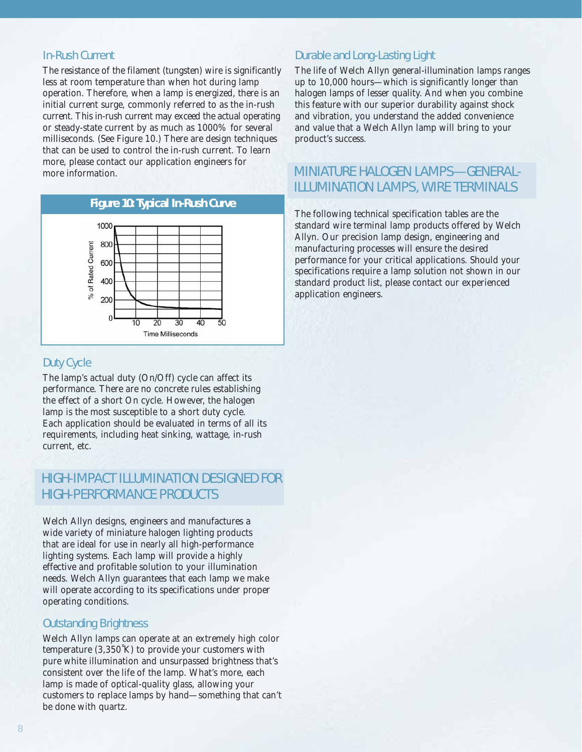## In-Rush Current

The resistance of the filament (tungsten) wire is significantly less at room temperature than when hot during lamp operation. Therefore, when a lamp is energized, there is an initial current surge, commonly referred to as the in-rush current. This in-rush current may exceed the actual operating or steady-state current by as much as 1000% for several milliseconds. (See Figure 10.) There are design techniques that can be used to control the in-rush current. To learn more, please contact our application engineers for more information.

**Figure 10: Typical In-Rush Curve**

## Duty Cycle

The lamp's actual duty (On/Off) cycle can affect its performance. There are no concrete rules establishing the effect of a short On cycle. However, the halogen lamp is the most susceptible to a short duty cycle. Each application should be evaluated in terms of all its requirements, including heat sinking, wattage, in-rush current, etc.

# HIGH-IMPACT ILLUMINATION DESIGNED FOR HIGH-PERFORMANCE PRODUCTS

Welch Allyn designs, engineers and manufactures a wide variety of miniature halogen lighting products that are ideal for use in nearly all high-performance lighting systems. Each lamp will provide a highly effective and profitable solution to your illumination needs. Welch Allyn guarantees that each lamp we make will operate according to its specifications under proper operating conditions.

## Outstanding Brightness

Welch Allyn lamps can operate at an extremely high color temperature (3,350˚K) to provide your customers with pure white illumination and unsurpassed brightness that's consistent over the life of the lamp. What's more, each lamp is made of optical-quality glass, allowing your customers to replace lamps by hand—something that can't be done with quartz.

## Durable and Long-Lasting Light

The life of Welch Allyn general-illumination lamps ranges up to 10,000 hours—which is significantly longer than halogen lamps of lesser quality. And when you combine this feature with our superior durability against shock and vibration, you understand the added convenience and value that a Welch Allyn lamp will bring to your product's success.

# MINIATURE HALOGEN LAMPS—GENERAL-ILLUMINATION LAMPS, WIRE TERMINALS

The following technical specification tables are the standard wire terminal lamp products offered by Welch Allyn. Our precision lamp design, engineering and manufacturing processes will ensure the desired performance for your critical applications. Should your specifications require a lamp solution not shown in our standard product list, please contact our experienced application engineers.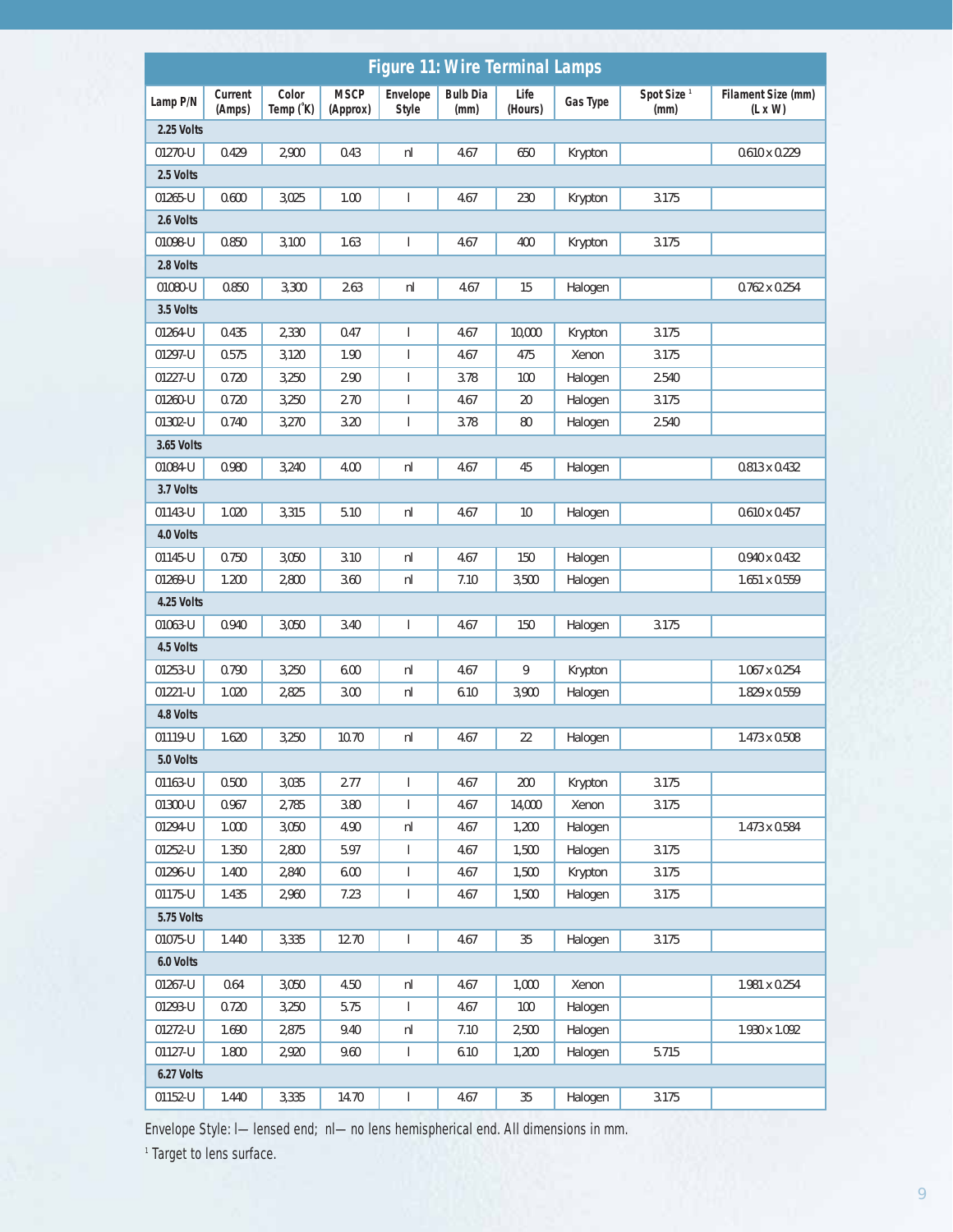## Figure 11: Wire Terminal Lamps

| Lamp P/N | Current (Amps) | Color Temp (˚K) | MSCP (Approx) | Envelope Style | Bulb Dia (mm) | Life (Hours) | Gas Type | Spot Size [1] (mm) | Filament Size (mm) (L x W) |
|---|---|---|---|---|---|---|---|---|---|
| **2.25 Volts** | | | | | | | | | |
| 01270-U | 0.429 | 2,900 | 0.43 | nl | 4.67 | 650 | Krypton | | 0.610 x 0.229 |
| **2.5 Volts** | | | | | | | | | |
| 01265-U | 0.600 | 3,025 | 1.00 | l | 4.67 | 230 | Krypton | 3.175 | |
| **2.6 Volts** | | | | | | | | | |
| 01098-U | 0.850 | 3,100 | 1.63 | l | 4.67 | 400 | Krypton | 3.175 | |
| **2.8 Volts** | | | | | | | | | |
| 01080-U | 0.850 | 3,300 | 2.63 | nl | 4.67 | 15 | Halogen | | 0.762 x 0.254 |
| **3.5 Volts** | | | | | | | | | |
| 01264-U | 0.435 | 2,330 | 0.47 | l | 4.67 | 10,000 | Krypton | 3.175 | |
| 01297-U | 0.575 | 3,120 | 1.90 | l | 4.67 | 475 | Xenon | 3.175 | |
| 01227-U | 0.720 | 3,250 | 2.90 | l | 3.78 | 100 | Halogen | 2.540 | |
| 01260-U | 0.720 | 3,250 | 2.70 | l | 4.67 | 20 | Halogen | 3.175 | |
| 01302-U | 0.740 | 3,270 | 3.20 | l | 3.78 | 80 | Halogen | 2.540 | |
| **3.65 Volts** | | | | | | | | | |
| 01084-U | 0.980 | 3,240 | 4.00 | nl | 4.67 | 45 | Halogen | | 0.813 x 0.432 |
| **3.7 Volts** | | | | | | | | | |
| 01143-U | 1.020 | 3,315 | 5.10 | nl | 4.67 | 10 | Halogen | | 0.610 x 0.457 |
| **4.0 Volts** | | | | | | | | | |
| 01145-U | 0.750 | 3,050 | 3.10 | nl | 4.67 | 150 | Halogen | | 0.940 x 0.432 |
| 01269-U | 1.200 | 2,800 | 3.60 | nl | 7.10 | 3,500 | Halogen | | 1.651 x 0.559 |
| **4.25 Volts** | | | | | | | | | |
| 01063-U | 0.940 | 3,050 | 3.40 | l | 4.67 | 150 | Halogen | 3.175 | |
| **4.5 Volts** | | | | | | | | | |
| 01253-U | 0.790 | 3,250 | 6.00 | nl | 4.67 | 9 | Krypton | | 1.067 x 0.254 |
| 01221-U | 1.020 | 2,825 | 3.00 | nl | 6.10 | 3,900 | Halogen | | 1.829 x 0.559 |
| **4.8 Volts** | | | | | | | | | |
| 01119-U | 1.620 | 3,250 | 10.70 | nl | 4.67 | 22 | Halogen | | 1.473 x 0.508 |
| **5.0 Volts** | | | | | | | | | |
| 01163-U | 0.500 | 3,035 | 2.77 | l | 4.67 | 200 | Krypton | 3.175 | |
| 01300-U | 0.967 | 2,785 | 3.80 | l | 4.67 | 14,000 | Xenon | 3.175 | |
| 01294-U | 1.000 | 3,050 | 4.90 | nl | 4.67 | 1,200 | Halogen | | 1.473 x 0.584 |
| 01252-U | 1.350 | 2,800 | 5.97 | l | 4.67 | 1,500 | Halogen | 3.175 | |
| 01296-U | 1.400 | 2,840 | 6.00 | l | 4.67 | 1,500 | Krypton | 3.175 | |
| 01175-U | 1.435 | 2,960 | 7.23 | l | 4.67 | 1,500 | Halogen | 3.175 | |
| **5.75 Volts** | | | | | | | | | |
| 01075-U | 1.440 | 3,335 | 12.70 | l | 4.67 | 35 | Halogen | 3.175 | |
| **6.0 Volts** | | | | | | | | | |
| 01267-U | 0.64 | 3,050 | 4.50 | nl | 4.67 | 1,000 | Xenon | | 1.981 x 0.254 |
| 01293-U | 0.720 | 3,250 | 5.75 | l | 4.67 | 100 | Halogen | | |
| 01272-U | 1.690 | 2,875 | 9.40 | nl | 7.10 | 2,500 | Halogen | | 1.930 x 1.092 |
| 01127-U | 1.800 | 2,920 | 9.60 | l | 6.10 | 1,200 | Halogen | 5.715 | |
| **6.27 Volts** | | | | | | | | | |
| 01152-U | 1.440 | 3,335 | 14.70 | l | 4.67 | 35 | Halogen | 3.175 | |

Envelope Style: l— lensed end; nl— no lens hemispherical end. All dimensions in mm.

[1] Target to lens surface.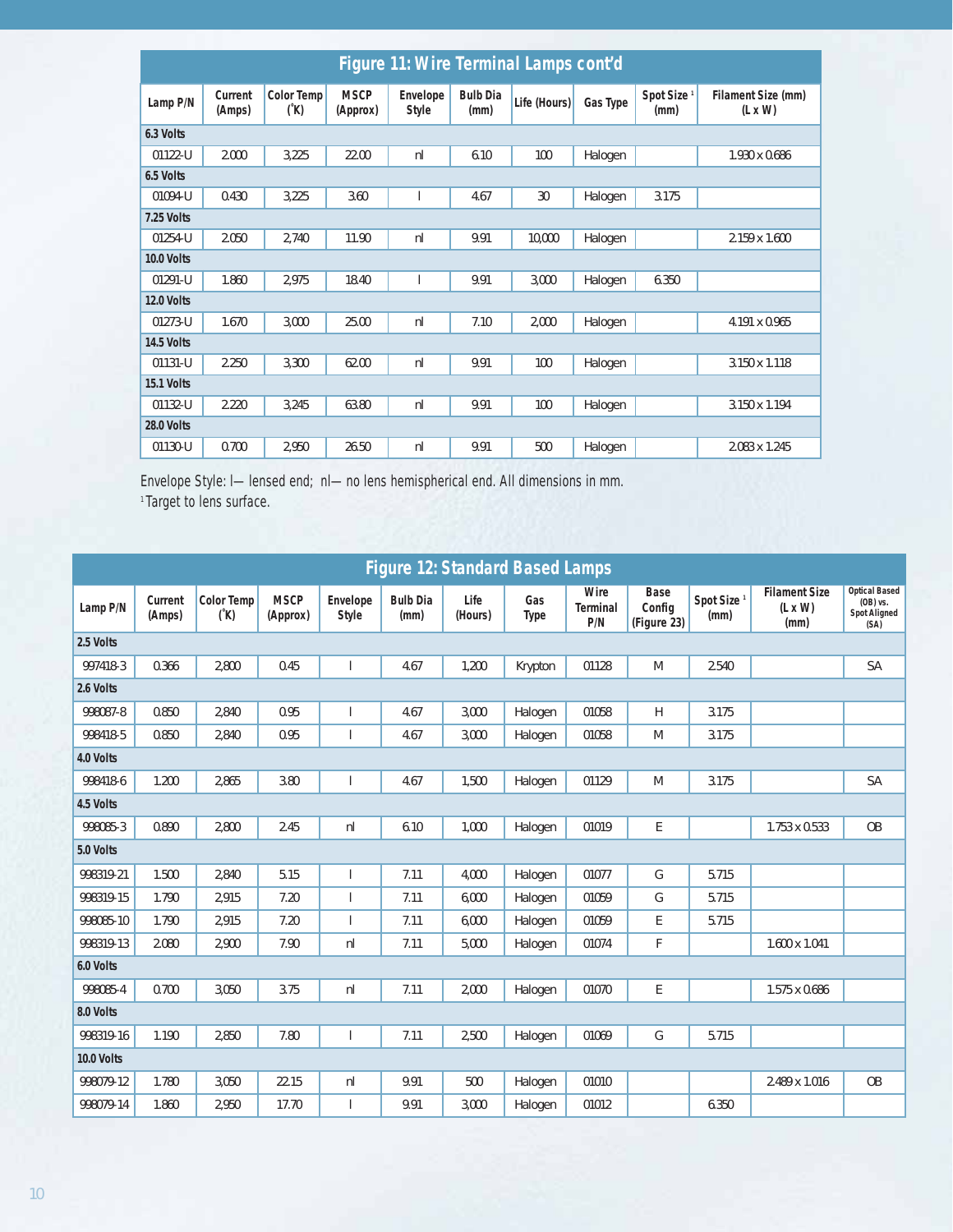## Figure 11: Wire Terminal Lamps cont'd

| Lamp P/N | Current (Amps) | Color Temp (°K) | MSCP (Approx) | Envelope Style | Bulb Dia (mm) | Life (Hours) | Gas Type | Spot Size [1] (mm) | Filament Size (mm) (L x W) |
|---|---|---|---|---|---|---|---|---|---|
| **6.3 Volts** | | | | | | | | | |
| 01122-U | 2.000 | 3,225 | 22.00 | nl | 6.10 | 100 | Halogen | | 1.930 x 0.686 |
| **6.5 Volts** | | | | | | | | | |
| 01094-U | 0.430 | 3,225 | 3.60 | l | 4.67 | 30 | Halogen | 3.175 | |
| **7.25 Volts** | | | | | | | | | |
| 01254-U | 2.050 | 2,740 | 11.90 | nl | 9.91 | 10,000 | Halogen | | 2.159 x 1.600 |
| **10.0 Volts** | | | | | | | | | |
| 01291-U | 1.860 | 2,975 | 18.40 | l | 9.91 | 3,000 | Halogen | 6.350 | |
| **12.0 Volts** | | | | | | | | | |
| 01273-U | 1.670 | 3,000 | 25.00 | nl | 7.10 | 2,000 | Halogen | | 4.191 x 0.965 |
| **14.5 Volts** | | | | | | | | | |
| 01131-U | 2.250 | 3,300 | 62.00 | nl | 9.91 | 100 | Halogen | | 3.150 x 1.118 |
| **15.1 Volts** | | | | | | | | | |
| 01132-U | 2.220 | 3,245 | 63.80 | nl | 9.91 | 100 | Halogen | | 3.150 x 1.194 |
| **28.0 Volts** | | | | | | | | | |
| 01130-U | 0.700 | 2,950 | 26.50 | nl | 9.91 | 500 | Halogen | | 2.083 x 1.245 |

Envelope Style: l— lensed end; nl— no lens hemispherical end. All dimensions in mm.
[1] Target to lens surface.

## Figure 12: Standard Based Lamps

| Lamp P/N | Current (Amps) | Color Temp (°K) | MSCP (Approx) | Envelope Style | Bulb Dia (mm) | Life (Hours) | Gas Type | Wire Terminal P/N | Base Config (Figure 23) | Spot Size [1] (mm) | Filament Size (L x W) (mm) | Optical Based (OB) vs. Spot Aligned (SA) |
|---|---|---|---|---|---|---|---|---|---|---|---|---|
| **2.5 Volts** | | | | | | | | | | | | |
| 997418-3 | 0.366 | 2,800 | 0.45 | l | 4.67 | 1,200 | Krypton | 01128 | M | 2.540 | | SA |
| **2.6 Volts** | | | | | | | | | | | | |
| 998087-8 | 0.850 | 2,840 | 0.95 | l | 4.67 | 3,000 | Halogen | 01058 | H | 3.175 | | |
| 998418-5 | 0.850 | 2,840 | 0.95 | l | 4.67 | 3,000 | Halogen | 01058 | M | 3.175 | | |
| **4.0 Volts** | | | | | | | | | | | | |
| 998418-6 | 1.200 | 2,865 | 3.80 | l | 4.67 | 1,500 | Halogen | 01129 | M | 3.175 | | SA |
| **4.5 Volts** | | | | | | | | | | | | |
| 998085-3 | 0.890 | 2,800 | 2.45 | nl | 6.10 | 1,000 | Halogen | 01019 | E | | 1.753 x 0.533 | OB |
| **5.0 Volts** | | | | | | | | | | | | |
| 998319-21 | 1.500 | 2,840 | 5.15 | l | 7.11 | 4,000 | Halogen | 01077 | G | 5.715 | | |
| 998319-15 | 1.790 | 2,915 | 7.20 | l | 7.11 | 6,000 | Halogen | 01059 | G | 5.715 | | |
| 998085-10 | 1.790 | 2,915 | 7.20 | l | 7.11 | 6,000 | Halogen | 01059 | E | 5.715 | | |
| 998319-13 | 2.080 | 2,900 | 7.90 | nl | 7.11 | 5,000 | Halogen | 01074 | F | | 1.600 x 1.041 | |
| **6.0 Volts** | | | | | | | | | | | | |
| 998085-4 | 0.700 | 3,050 | 3.75 | nl | 7.11 | 2,000 | Halogen | 01070 | E | | 1.575 x 0.686 | |
| **8.0 Volts** | | | | | | | | | | | | |
| 998319-16 | 1.190 | 2,850 | 7.80 | l | 7.11 | 2,500 | Halogen | 01069 | G | 5.715 | | |
| **10.0 Volts** | | | | | | | | | | | | |
| 998079-12 | 1.780 | 3,050 | 22.15 | nl | 9.91 | 500 | Halogen | 01010 | | | 2.489 x 1.016 | OB |
| 998079-14 | 1.860 | 2,950 | 17.70 | l | 9.91 | 3,000 | Halogen | 01012 | | 6.350 | | |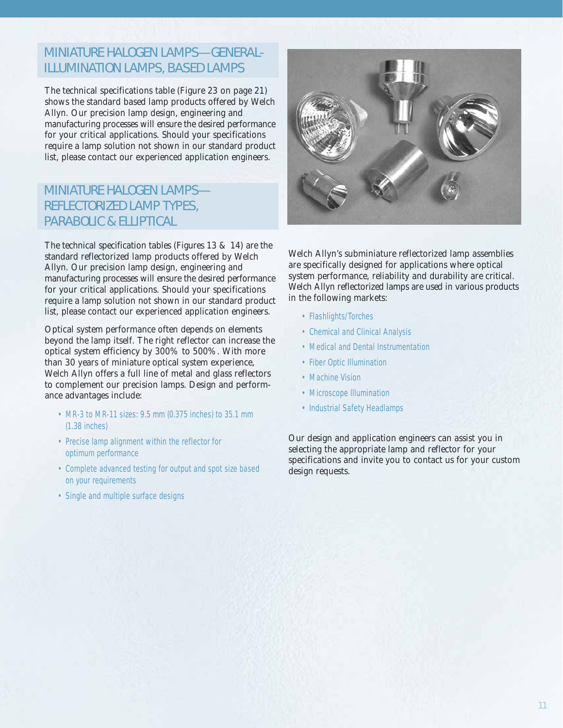## MINIATURE HALOGEN LAMPS—GENERAL-ILLUMINATION LAMPS, BASED LAMPS

The technical specifications table (Figure 23 on page 21) shows the standard based lamp products offered by Welch Allyn. Our precision lamp design, engineering and manufacturing processes will ensure the desired performance for your critical applications. Should your specifications require a lamp solution not shown in our standard product list, please contact our experienced application engineers.

## MINIATURE HALOGEN LAMPS—REFLECTORIZED LAMP TYPES, PARABOLIC & ELLIPTICAL

The technical specification tables (Figures 13 & 14) are the standard reflectorized lamp products offered by Welch Allyn. Our precision lamp design, engineering and manufacturing processes will ensure the desired performance for your critical applications. Should your specifications require a lamp solution not shown in our standard product list, please contact our experienced application engineers.

Optical system performance often depends on elements beyond the lamp itself. The right reflector can increase the optical system efficiency by 300% to 500%. With more than 30 years of miniature optical system experience, Welch Allyn offers a full line of metal and glass reflectors to complement our precision lamps. Design and performance advantages include:

- MR-3 to MR-11 sizes: 9.5 mm (0.375 inches) to 35.1 mm (1.38 inches)
- Precise lamp alignment within the reflector for optimum performance
- Complete advanced testing for output and spot size based on your requirements
- Single and multiple surface designs

Welch Allyn's subminiature reflectorized lamp assemblies are specifically designed for applications where optical system performance, reliability and durability are critical. Welch Allyn reflectorized lamps are used in various products in the following markets:

- Flashlights/Torches
- Chemical and Clinical Analysis
- Medical and Dental Instrumentation
- Fiber Optic Illumination
- Machine Vision
- Microscope Illumination
- Industrial Safety Headlamps

Our design and application engineers can assist you in selecting the appropriate lamp and reflector for your specifications and invite you to contact us for your custom design requests.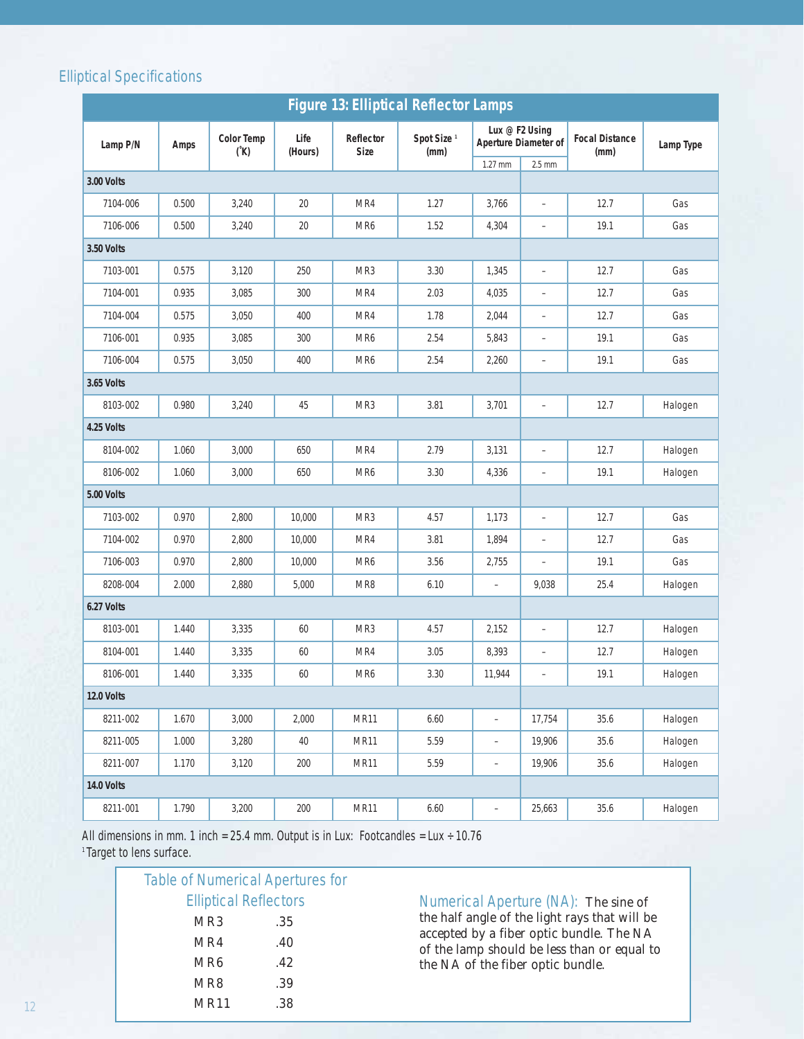## Elliptical Specifications

**Figure 13: Elliptical Reflector Lamps**

| Lamp P/N | Amps | Color Temp (°K) | Life (Hours) | Reflector Size | Spot Size [1] (mm) | Lux @ F2 Using Aperture Diameter of | | Focal Distance (mm) | Lamp Type |
|---|---|---|---|---|---|---|---|---|---|
| | | | | | | 1.27 mm | 2.5 mm | | |
| **3.00 Volts** | | | | | | | | | |
| 7104-006 | 0.500 | 3,240 | 20 | MR4 | 1.27 | 3,766 | – | 12.7 | Gas |
| 7106-006 | 0.500 | 3,240 | 20 | MR6 | 1.52 | 4,304 | – | 19.1 | Gas |
| **3.50 Volts** | | | | | | | | | |
| 7103-001 | 0.575 | 3,120 | 250 | MR3 | 3.30 | 1,345 | – | 12.7 | Gas |
| 7104-001 | 0.935 | 3,085 | 300 | MR4 | 2.03 | 4,035 | – | 12.7 | Gas |
| 7104-004 | 0.575 | 3,050 | 400 | MR4 | 1.78 | 2,044 | – | 12.7 | Gas |
| 7106-001 | 0.935 | 3,085 | 300 | MR6 | 2.54 | 5,843 | – | 19.1 | Gas |
| 7106-004 | 0.575 | 3,050 | 400 | MR6 | 2.54 | 2,260 | – | 19.1 | Gas |
| **3.65 Volts** | | | | | | | | | |
| 8103-002 | 0.980 | 3,240 | 45 | MR3 | 3.81 | 3,701 | – | 12.7 | Halogen |
| **4.25 Volts** | | | | | | | | | |
| 8104-002 | 1.060 | 3,000 | 650 | MR4 | 2.79 | 3,131 | – | 12.7 | Halogen |
| 8106-002 | 1.060 | 3,000 | 650 | MR6 | 3.30 | 4,336 | – | 19.1 | Halogen |
| **5.00 Volts** | | | | | | | | | |
| 7103-002 | 0.970 | 2,800 | 10,000 | MR3 | 4.57 | 1,173 | – | 12.7 | Gas |
| 7104-002 | 0.970 | 2,800 | 10,000 | MR4 | 3.81 | 1,894 | – | 12.7 | Gas |
| 7106-003 | 0.970 | 2,800 | 10,000 | MR6 | 3.56 | 2,755 | – | 19.1 | Gas |
| 8208-004 | 2.000 | 2,880 | 5,000 | MR8 | 6.10 | – | 9,038 | 25.4 | Halogen |
| **6.27 Volts** | | | | | | | | | |
| 8103-001 | 1.440 | 3,335 | 60 | MR3 | 4.57 | 2,152 | – | 12.7 | Halogen |
| 8104-001 | 1.440 | 3,335 | 60 | MR4 | 3.05 | 8,393 | – | 12.7 | Halogen |
| 8106-001 | 1.440 | 3,335 | 60 | MR6 | 3.30 | 11,944 | – | 19.1 | Halogen |
| **12.0 Volts** | | | | | | | | | |
| 8211-002 | 1.670 | 3,000 | 2,000 | MR11 | 6.60 | – | 17,754 | 35.6 | Halogen |
| 8211-005 | 1.000 | 3,280 | 40 | MR11 | 5.59 | – | 19,906 | 35.6 | Halogen |
| 8211-007 | 1.170 | 3,120 | 200 | MR11 | 5.59 | – | 19,906 | 35.6 | Halogen |
| **14.0 Volts** | | | | | | | | | |
| 8211-001 | 1.790 | 3,200 | 200 | MR11 | 6.60 | – | 25,663 | 35.6 | Halogen |

All dimensions in mm. 1 inch = 25.4 mm. Output is in Lux: Footcandles = Lux ÷ 10.76

[1] Target to lens surface.

### Table of Numerical Apertures for Elliptical Reflectors

| Reflector | NA |
|---|---|
| MR3 | .35 |
| MR4 | .40 |
| MR6 | .42 |
| MR8 | .39 |
| MR11 | .38 |

**Numerical Aperture (NA):** The sine of the half angle of the light rays that will be accepted by a fiber optic bundle. The NA of the lamp should be less than or equal to the NA of the fiber optic bundle.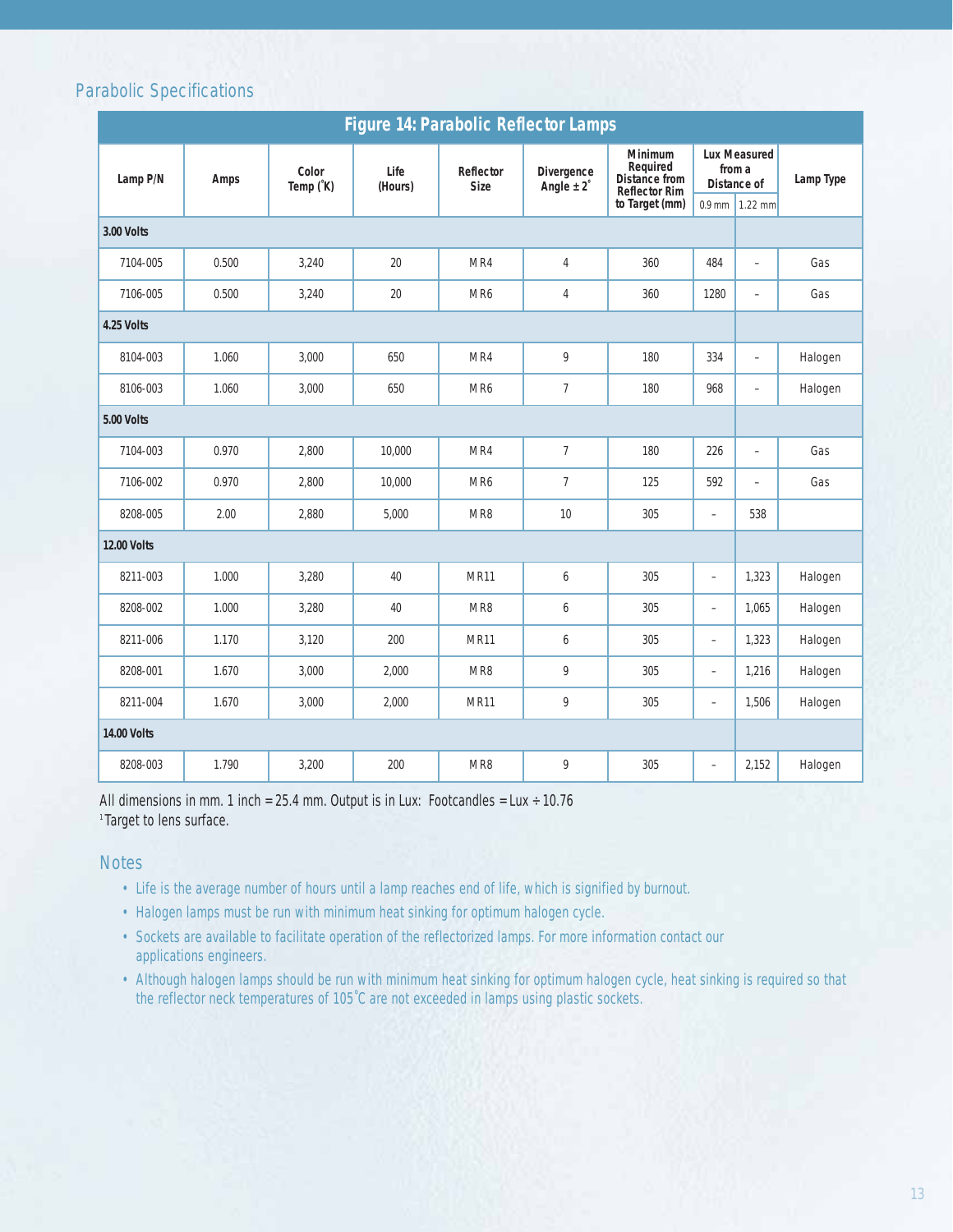## Parabolic Specifications

| Figure 14: Parabolic Reflector Lamps | | | | | | | | | |
|---|---|---|---|---|---|---|---|---|---|
| Lamp P/N | Amps | Color Temp (˚K) | Life (Hours) | Reflector Size | Divergence Angle ± 2˚ | Minimum Required Distance from Reflector Rim to Target (mm) | Lux Measured from a Distance of | | Lamp Type |
| | | | | | | | 0.9 mm | 1.22 mm | |
| **3.00 Volts** | | | | | | | | | |
| 7104-005 | 0.500 | 3,240 | 20 | MR4 | 4 | 360 | 484 | – | Gas |
| 7106-005 | 0.500 | 3,240 | 20 | MR6 | 4 | 360 | 1280 | – | Gas |
| **4.25 Volts** | | | | | | | | | |
| 8104-003 | 1.060 | 3,000 | 650 | MR4 | 9 | 180 | 334 | – | Halogen |
| 8106-003 | 1.060 | 3,000 | 650 | MR6 | 7 | 180 | 968 | – | Halogen |
| **5.00 Volts** | | | | | | | | | |
| 7104-003 | 0.970 | 2,800 | 10,000 | MR4 | 7 | 180 | 226 | – | Gas |
| 7106-002 | 0.970 | 2,800 | 10,000 | MR6 | 7 | 125 | 592 | – | Gas |
| 8208-005 | 2.00 | 2,880 | 5,000 | MR8 | 10 | 305 | – | 538 | |
| **12.00 Volts** | | | | | | | | | |
| 8211-003 | 1.000 | 3,280 | 40 | MR11 | 6 | 305 | – | 1,323 | Halogen |
| 8208-002 | 1.000 | 3,280 | 40 | MR8 | 6 | 305 | – | 1,065 | Halogen |
| 8211-006 | 1.170 | 3,120 | 200 | MR11 | 6 | 305 | – | 1,323 | Halogen |
| 8208-001 | 1.670 | 3,000 | 2,000 | MR8 | 9 | 305 | – | 1,216 | Halogen |
| 8211-004 | 1.670 | 3,000 | 2,000 | MR11 | 9 | 305 | – | 1,506 | Halogen |
| **14.00 Volts** | | | | | | | | | |
| 8208-003 | 1.790 | 3,200 | 200 | MR8 | 9 | 305 | – | 2,152 | Halogen |

All dimensions in mm. 1 inch = 25.4 mm. Output is in Lux: Footcandles = Lux ÷ 10.76
[1]Target to lens surface.

### Notes

- Life is the average number of hours until a lamp reaches end of life, which is signified by burnout.
- Halogen lamps must be run with minimum heat sinking for optimum halogen cycle.
- Sockets are available to facilitate operation of the reflectorized lamps. For more information contact our applications engineers.
- Although halogen lamps should be run with minimum heat sinking for optimum halogen cycle, heat sinking is required so that the reflector neck temperatures of 105˚C are not exceeded in lamps using plastic sockets.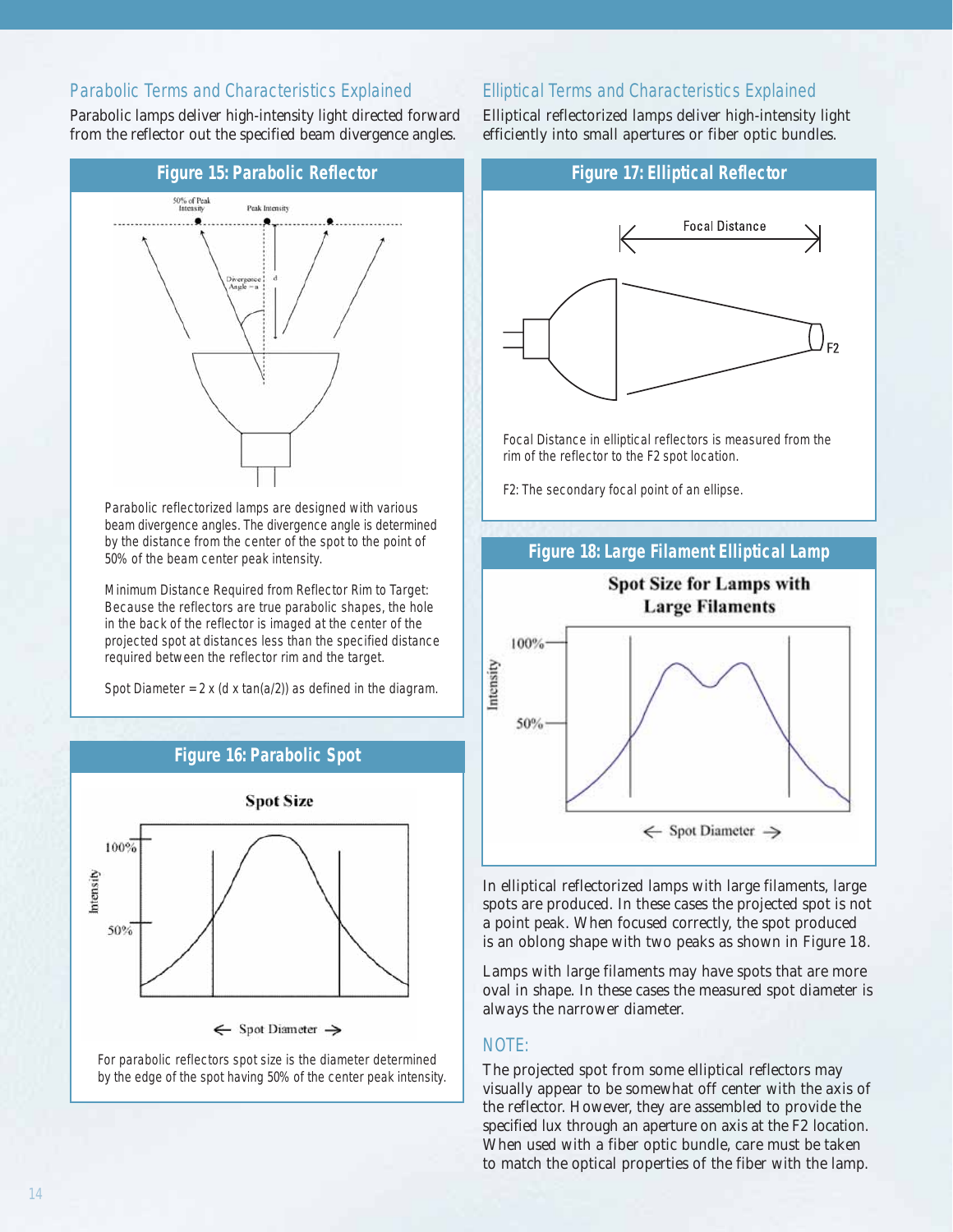## Parabolic Terms and Characteristics Explained

Parabolic lamps deliver high-intensity light directed forward from the reflector out the specified beam divergence angles.

### Figure 15: Parabolic Reflector

50% of Peak Intensity

Peak Intensity

Divergence Angle = a

d

Parabolic reflectorized lamps are designed with various beam divergence angles. The divergence angle is determined by the distance from the center of the spot to the point of 50% of the beam center peak intensity.

Minimum Distance Required from Reflector Rim to Target: Because the reflectors are true parabolic shapes, the hole in the back of the reflector is imaged at the center of the projected spot at distances less than the specified distance required between the reflector rim and the target.

Spot Diameter = 2 x (d x tan(a/2)) as defined in the diagram.

### Figure 16: Parabolic Spot

Spot Size

100%

50%

Intensity

← Spot Diameter →

For parabolic reflectors spot size is the diameter determined by the edge of the spot having 50% of the center peak intensity.

## Elliptical Terms and Characteristics Explained

Elliptical reflectorized lamps deliver high-intensity light efficiently into small apertures or fiber optic bundles.

### Figure 17: Elliptical Reflector

Focal Distance

F2

Focal Distance in elliptical reflectors is measured from the rim of the reflector to the F2 spot location.

F2: The secondary focal point of an ellipse.

### Figure 18: Large Filament Elliptical Lamp

Spot Size for Lamps with Large Filaments

100%

50%

Intensity

← Spot Diameter →

In elliptical reflectorized lamps with large filaments, large spots are produced. In these cases the projected spot is not a point peak. When focused correctly, the spot produced is an oblong shape with two peaks as shown in Figure 18.

Lamps with large filaments may have spots that are more oval in shape. In these cases the measured spot diameter is always the narrower diameter.

## NOTE:

The projected spot from some elliptical reflectors may visually appear to be somewhat off center with the axis of the reflector. However, they are assembled to provide the specified lux through an aperture on axis at the F2 location. When used with a fiber optic bundle, care must be taken to match the optical properties of the fiber with the lamp.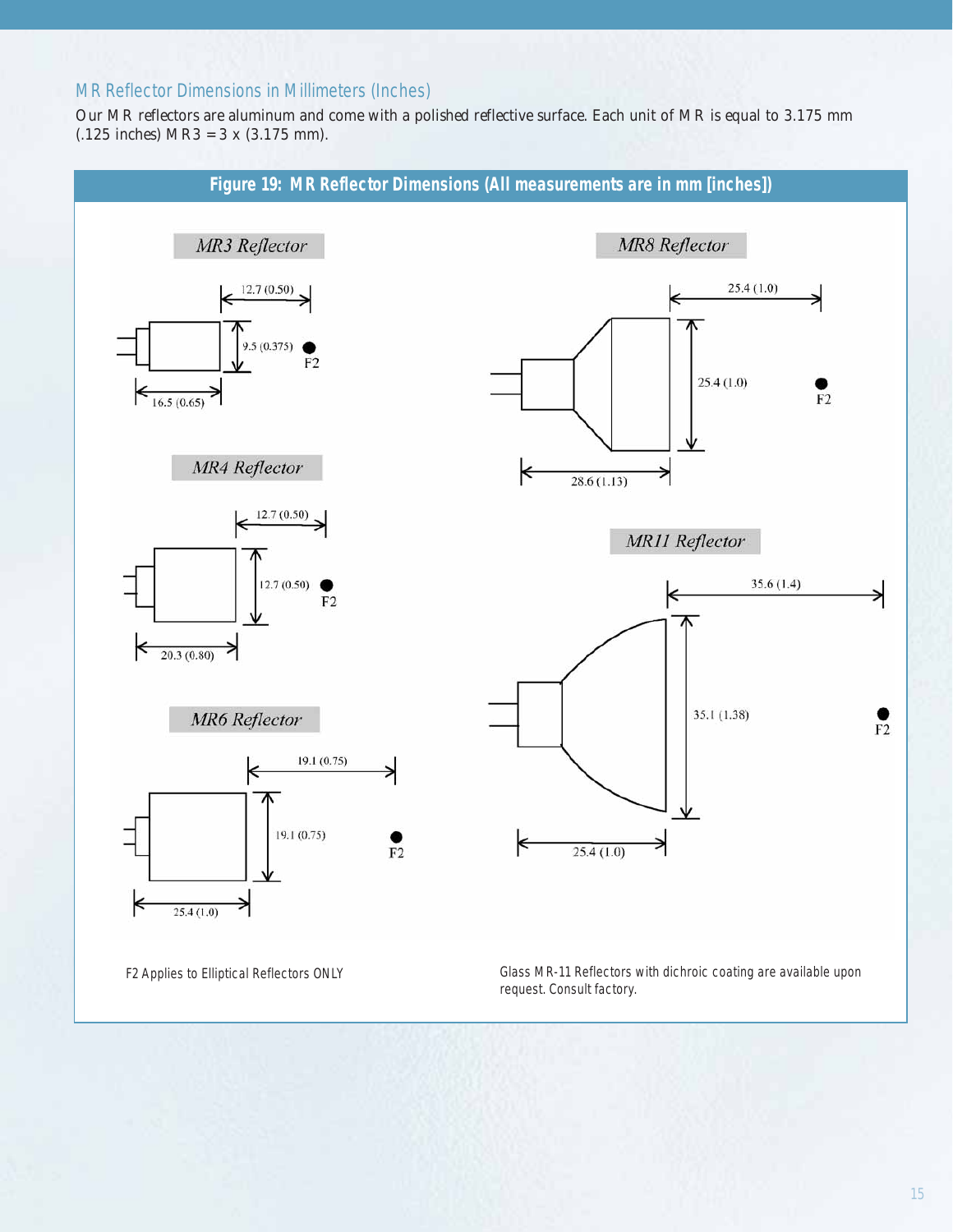## MR Reflector Dimensions in Millimeters (Inches)

Our MR reflectors are aluminum and come with a polished reflective surface. Each unit of MR is equal to 3.175 mm (.125 inches) MR3 = 3 x (3.175 mm).

**Figure 19: MR Reflector Dimensions (All measurements are in mm [inches])**

*MR3 Reflector*

12.7 (0.50)
9.5 (0.375)
16.5 (0.65)
F2

*MR4 Reflector*

12.7 (0.50)
12.7 (0.50)
20.3 (0.80)
F2

*MR6 Reflector*

19.1 (0.75)
19.1 (0.75)
25.4 (1.0)
F2

*MR8 Reflector*

25.4 (1.0)
25.4 (1.0)
28.6 (1.13)
F2

*MR11 Reflector*

35.6 (1.4)
35.1 (1.38)
25.4 (1.0)
F2

F2 Applies to Elliptical Reflectors ONLY

Glass MR-11 Reflectors with dichroic coating are available upon request. Consult factory.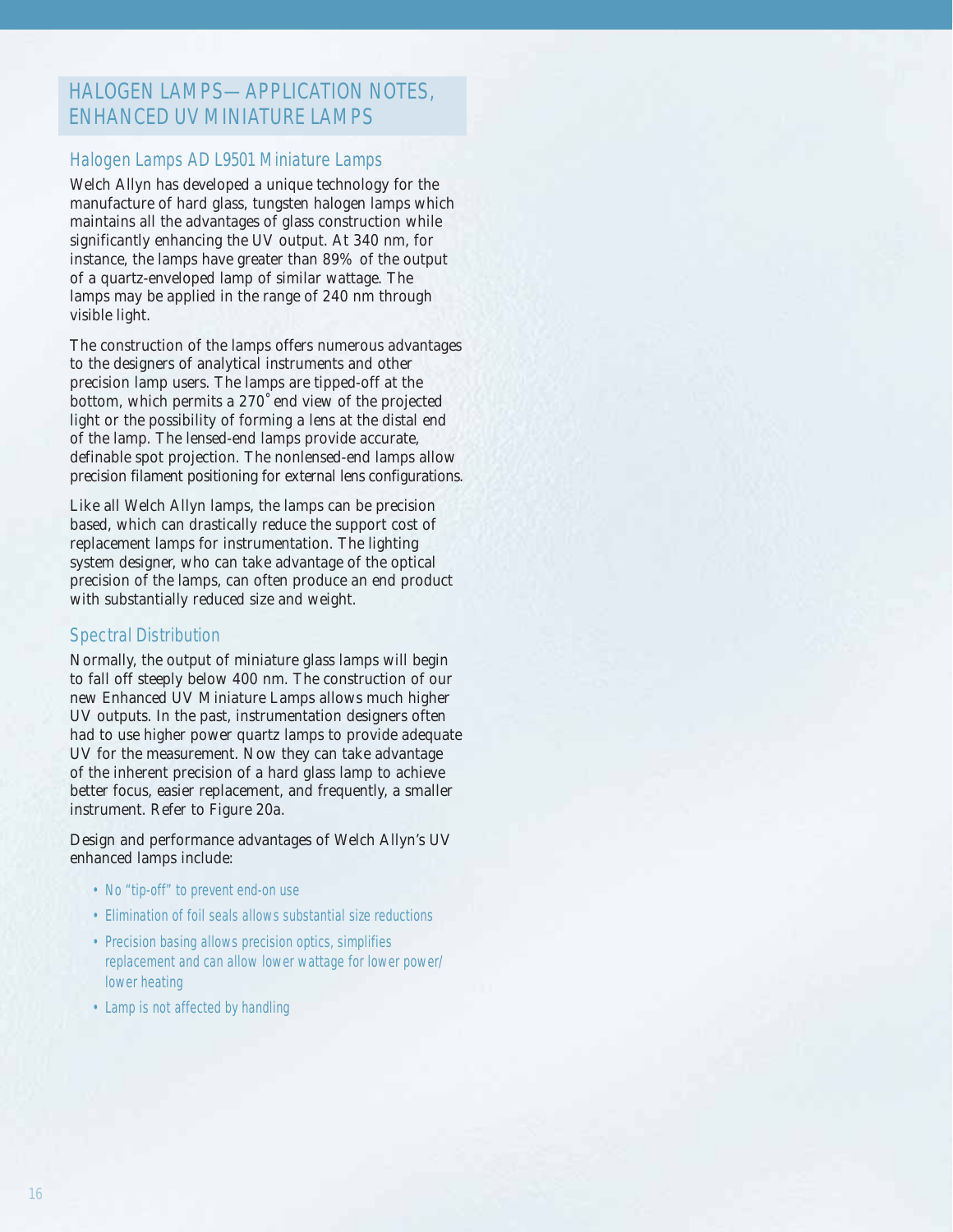# HALOGEN LAMPS—APPLICATION NOTES, ENHANCED UV MINIATURE LAMPS

## Halogen Lamps AD L9501 Miniature Lamps

Welch Allyn has developed a unique technology for the manufacture of hard glass, tungsten halogen lamps which maintains all the advantages of glass construction while significantly enhancing the UV output. At 340 nm, for instance, the lamps have greater than 89% of the output of a quartz-enveloped lamp of similar wattage. The lamps may be applied in the range of 240 nm through visible light.

The construction of the lamps offers numerous advantages to the designers of analytical instruments and other precision lamp users. The lamps are tipped-off at the bottom, which permits a 270˚ end view of the projected light or the possibility of forming a lens at the distal end of the lamp. The lensed-end lamps provide accurate, definable spot projection. The nonlensed-end lamps allow precision filament positioning for external lens configurations.

Like all Welch Allyn lamps, the lamps can be precision based, which can drastically reduce the support cost of replacement lamps for instrumentation. The lighting system designer, who can take advantage of the optical precision of the lamps, can often produce an end product with substantially reduced size and weight.

## Spectral Distribution

Normally, the output of miniature glass lamps will begin to fall off steeply below 400 nm. The construction of our new Enhanced UV Miniature Lamps allows much higher UV outputs. In the past, instrumentation designers often had to use higher power quartz lamps to provide adequate UV for the measurement. Now they can take advantage of the inherent precision of a hard glass lamp to achieve better focus, easier replacement, and frequently, a smaller instrument. Refer to Figure 20a.

Design and performance advantages of Welch Allyn's UV enhanced lamps include:

- No "tip-off" to prevent end-on use
- Elimination of foil seals allows substantial size reductions
- Precision basing allows precision optics, simplifies replacement and can allow lower wattage for lower power/ lower heating
- Lamp is not affected by handling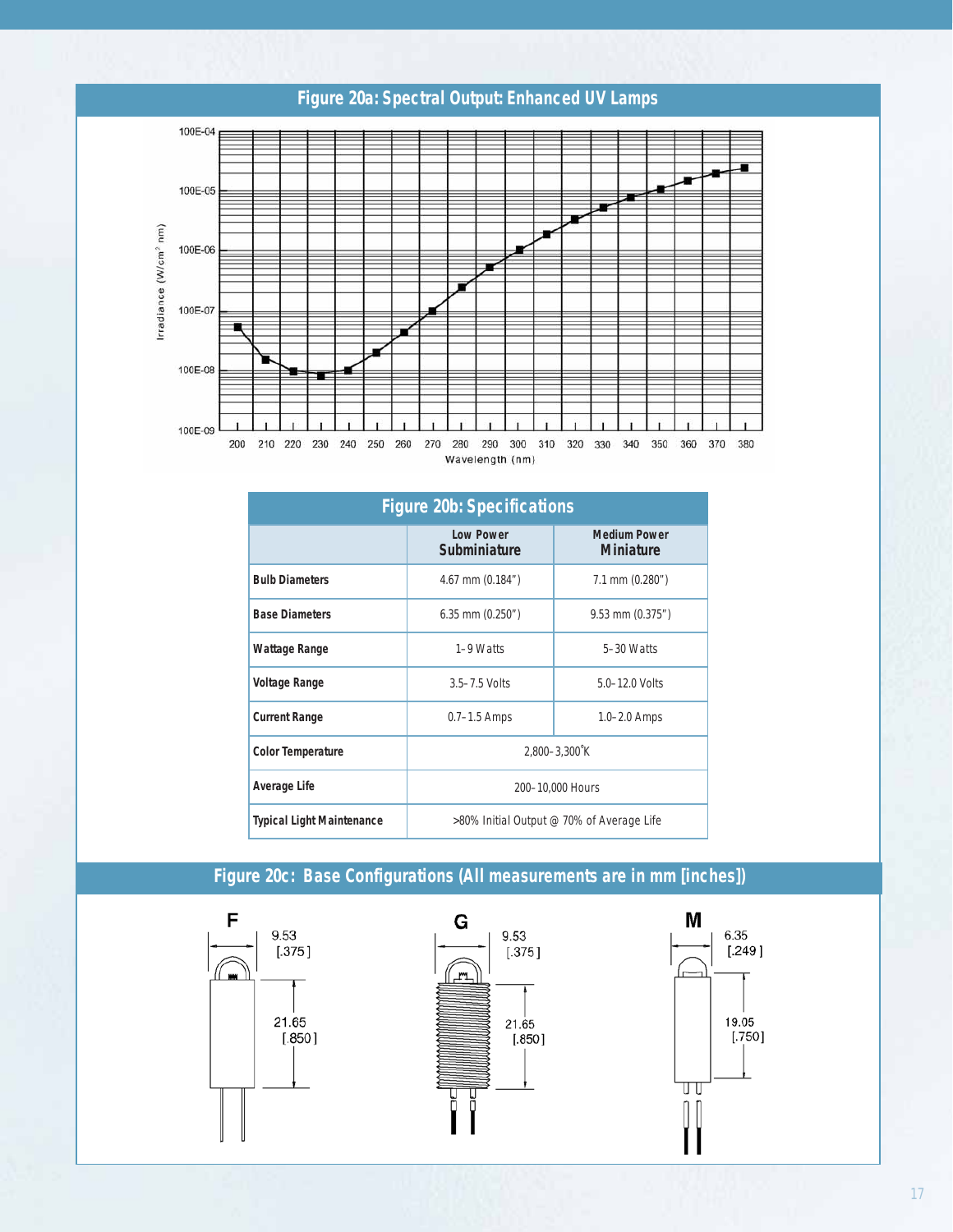## Figure 20a: Spectral Output: Enhanced UV Lamps

## Figure 20b: Specifications

| | Low Power Subminiature | Medium Power Miniature |
|---|---|---|
| **Bulb Diameters** | 4.67 mm (0.184") | 7.1 mm (0.280") |
| **Base Diameters** | 6.35 mm (0.250") | 9.53 mm (0.375") |
| **Wattage Range** | 1–9 Watts | 5–30 Watts |
| **Voltage Range** | 3.5–7.5 Volts | 5.0–12.0 Volts |
| **Current Range** | 0.7–1.5 Amps | 1.0–2.0 Amps |
| **Color Temperature** | 2,800–3,300°K | |
| **Average Life** | 200–10,000 Hours | |
| **Typical Light Maintenance** | >80% Initial Output @ 70% of Average Life | |

## Figure 20c: Base Configurations (All measurements are in mm [inches])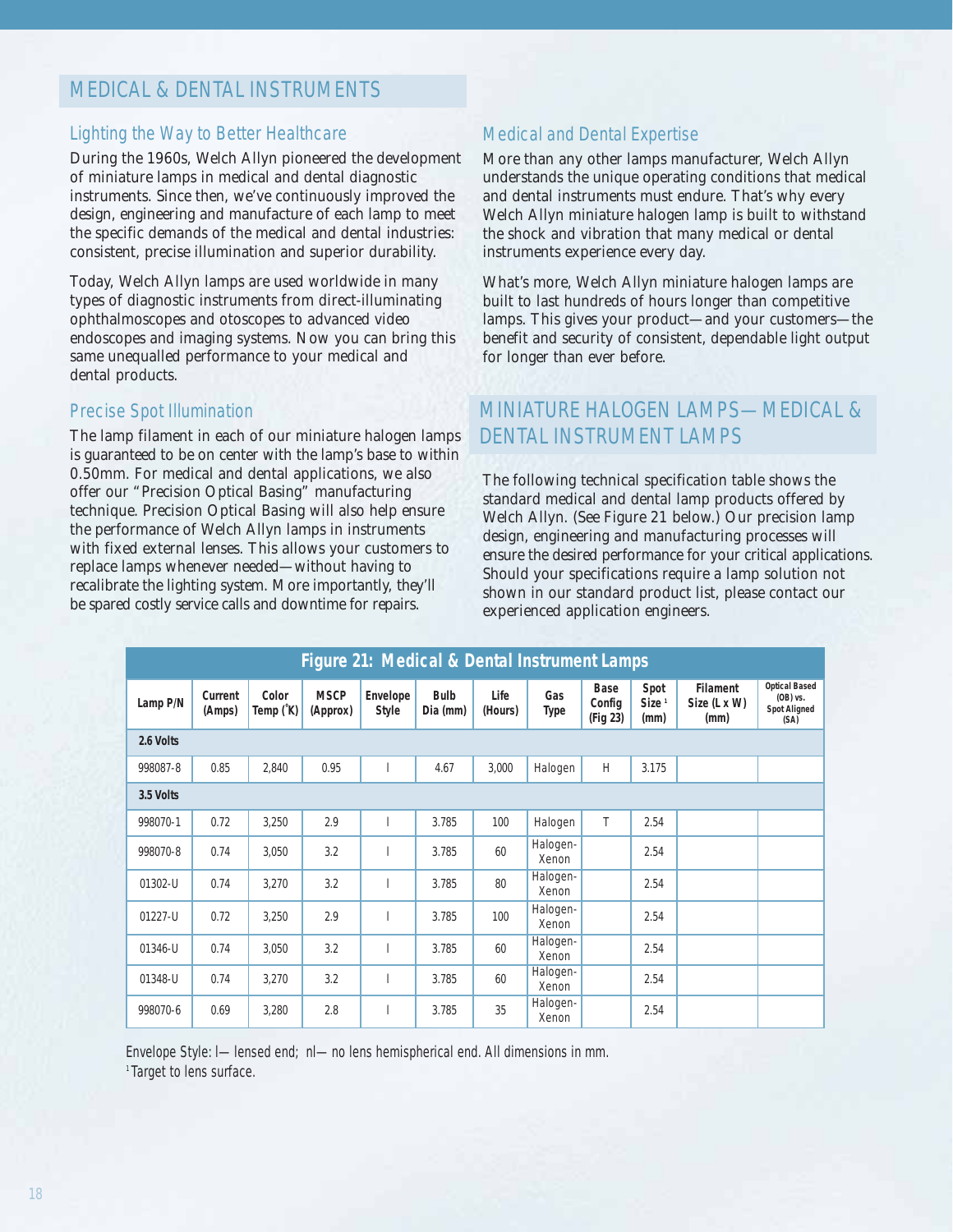# MEDICAL & DENTAL INSTRUMENTS

## Lighting the Way to Better Healthcare

During the 1960s, Welch Allyn pioneered the development of miniature lamps in medical and dental diagnostic instruments. Since then, we've continuously improved the design, engineering and manufacture of each lamp to meet the specific demands of the medical and dental industries: consistent, precise illumination and superior durability.

Today, Welch Allyn lamps are used worldwide in many types of diagnostic instruments from direct-illuminating ophthalmoscopes and otoscopes to advanced video endoscopes and imaging systems. Now you can bring this same unequalled performance to your medical and dental products.

## Precise Spot Illumination

The lamp filament in each of our miniature halogen lamps is guaranteed to be on center with the lamp's base to within 0.50mm. For medical and dental applications, we also offer our "Precision Optical Basing" manufacturing technique. Precision Optical Basing will also help ensure the performance of Welch Allyn lamps in instruments with fixed external lenses. This allows your customers to replace lamps whenever needed—without having to recalibrate the lighting system. More importantly, they'll be spared costly service calls and downtime for repairs.

## Medical and Dental Expertise

More than any other lamps manufacturer, Welch Allyn understands the unique operating conditions that medical and dental instruments must endure. That's why every Welch Allyn miniature halogen lamp is built to withstand the shock and vibration that many medical or dental instruments experience every day.

What's more, Welch Allyn miniature halogen lamps are built to last hundreds of hours longer than competitive lamps. This gives your product—and your customers—the benefit and security of consistent, dependable light output for longer than ever before.

# MINIATURE HALOGEN LAMPS—MEDICAL & DENTAL INSTRUMENT LAMPS

The following technical specification table shows the standard medical and dental lamp products offered by Welch Allyn. (See Figure 21 below.) Our precision lamp design, engineering and manufacturing processes will ensure the desired performance for your critical applications. Should your specifications require a lamp solution not shown in our standard product list, please contact our experienced application engineers.

**Figure 21: Medical & Dental Instrument Lamps**

| Lamp P/N | Current (Amps) | Color Temp (°K) | MSCP (Approx) | Envelope Style | Bulb Dia (mm) | Life (Hours) | Gas Type | Base Config (Fig 23) | Spot Size [1] (mm) | Filament Size (L x W) (mm) | Optical Based (OB) vs. Spot Aligned (SA) |
|---|---|---|---|---|---|---|---|---|---|---|---|
| **2.6 Volts** | | | | | | | | | | | |
| 998087-8 | 0.85 | 2,840 | 0.95 | l | 4.67 | 3,000 | Halogen | H | 3.175 | | |
| **3.5 Volts** | | | | | | | | | | | |
| 998070-1 | 0.72 | 3,250 | 2.9 | l | 3.785 | 100 | Halogen | T | 2.54 | | |
| 998070-8 | 0.74 | 3,050 | 3.2 | l | 3.785 | 60 | Halogen-Xenon | | 2.54 | | |
| 01302-U | 0.74 | 3,270 | 3.2 | l | 3.785 | 80 | Halogen-Xenon | | 2.54 | | |
| 01227-U | 0.72 | 3,250 | 2.9 | l | 3.785 | 100 | Halogen-Xenon | | 2.54 | | |
| 01346-U | 0.74 | 3,050 | 3.2 | l | 3.785 | 60 | Halogen-Xenon | | 2.54 | | |
| 01348-U | 0.74 | 3,270 | 3.2 | l | 3.785 | 60 | Halogen-Xenon | | 2.54 | | |
| 998070-6 | 0.69 | 3,280 | 2.8 | l | 3.785 | 35 | Halogen-Xenon | | 2.54 | | |

Envelope Style: l—lensed end; nl—no lens hemispherical end. All dimensions in mm.
[1] Target to lens surface.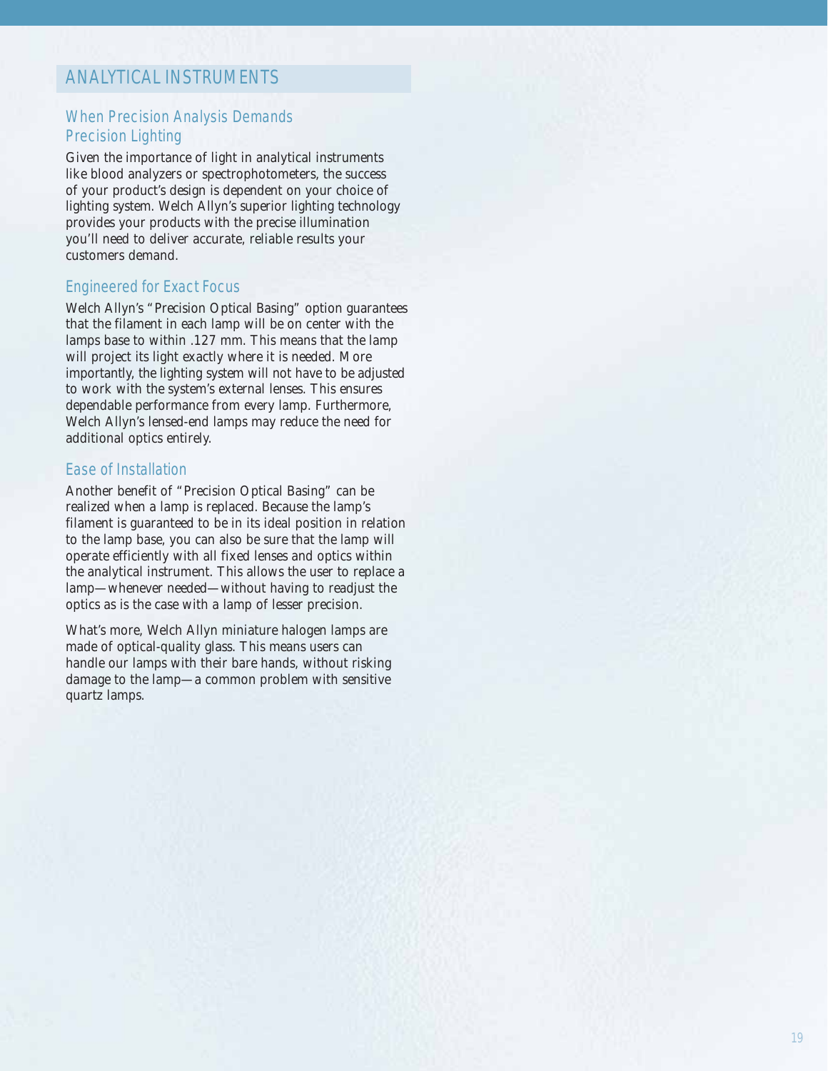# ANALYTICAL INSTRUMENTS

## When Precision Analysis Demands Precision Lighting

Given the importance of light in analytical instruments like blood analyzers or spectrophotometers, the success of your product's design is dependent on your choice of lighting system. Welch Allyn's superior lighting technology provides your products with the precise illumination you'll need to deliver accurate, reliable results your customers demand.

## Engineered for Exact Focus

Welch Allyn's "Precision Optical Basing" option guarantees that the filament in each lamp will be on center with the lamps base to within .127 mm. This means that the lamp will project its light exactly where it is needed. More importantly, the lighting system will not have to be adjusted to work with the system's external lenses. This ensures dependable performance from every lamp. Furthermore, Welch Allyn's lensed-end lamps may reduce the need for additional optics entirely.

## Ease of Installation

Another benefit of "Precision Optical Basing" can be realized when a lamp is replaced. Because the lamp's filament is guaranteed to be in its ideal position in relation to the lamp base, you can also be sure that the lamp will operate efficiently with all fixed lenses and optics within the analytical instrument. This allows the user to replace a lamp—whenever needed—without having to readjust the optics as is the case with a lamp of lesser precision.

What's more, Welch Allyn miniature halogen lamps are made of optical-quality glass. This means users can handle our lamps with their bare hands, without risking damage to the lamp—a common problem with sensitive quartz lamps.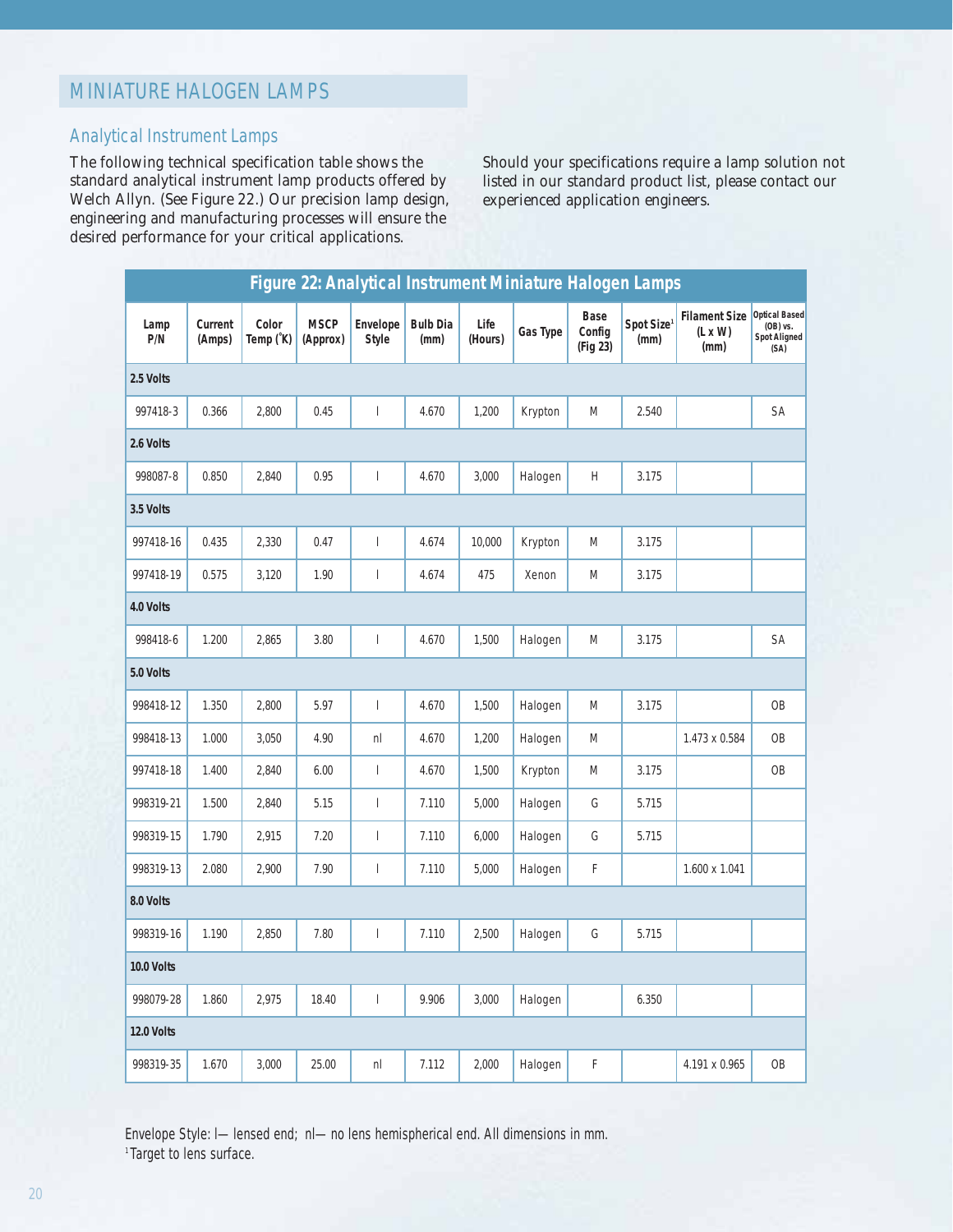# MINIATURE HALOGEN LAMPS

## Analytical Instrument Lamps

The following technical specification table shows the standard analytical instrument lamp products offered by Welch Allyn. (See Figure 22.) Our precision lamp design, engineering and manufacturing processes will ensure the desired performance for your critical applications.

Should your specifications require a lamp solution not listed in our standard product list, please contact our experienced application engineers.

**Figure 22: Analytical Instrument Miniature Halogen Lamps**

| Lamp P/N | Current (Amps) | Color Temp (°K) | MSCP (Approx) | Envelope Style | Bulb Dia (mm) | Life (Hours) | Gas Type | Base Config (Fig 23) | Spot Size[1] (mm) | Filament Size (L x W) (mm) | Optical Based (OB) vs. Spot Aligned (SA) |
|---|---|---|---|---|---|---|---|---|---|---|---|
| **2.5 Volts** | | | | | | | | | | | |
| 997418-3 | 0.366 | 2,800 | 0.45 | l | 4.670 | 1,200 | Krypton | M | 2.540 | | SA |
| **2.6 Volts** | | | | | | | | | | | |
| 998087-8 | 0.850 | 2,840 | 0.95 | l | 4.670 | 3,000 | Halogen | H | 3.175 | | |
| **3.5 Volts** | | | | | | | | | | | |
| 997418-16 | 0.435 | 2,330 | 0.47 | l | 4.674 | 10,000 | Krypton | M | 3.175 | | |
| 997418-19 | 0.575 | 3,120 | 1.90 | l | 4.674 | 475 | Xenon | M | 3.175 | | |
| **4.0 Volts** | | | | | | | | | | | |
| 998418-6 | 1.200 | 2,865 | 3.80 | l | 4.670 | 1,500 | Halogen | M | 3.175 | | SA |
| **5.0 Volts** | | | | | | | | | | | |
| 998418-12 | 1.350 | 2,800 | 5.97 | l | 4.670 | 1,500 | Halogen | M | 3.175 | | OB |
| 998418-13 | 1.000 | 3,050 | 4.90 | nl | 4.670 | 1,200 | Halogen | M | | 1.473 x 0.584 | OB |
| 997418-18 | 1.400 | 2,840 | 6.00 | l | 4.670 | 1,500 | Krypton | M | 3.175 | | OB |
| 998319-21 | 1.500 | 2,840 | 5.15 | l | 7.110 | 5,000 | Halogen | G | 5.715 | | |
| 998319-15 | 1.790 | 2,915 | 7.20 | l | 7.110 | 6,000 | Halogen | G | 5.715 | | |
| 998319-13 | 2.080 | 2,900 | 7.90 | l | 7.110 | 5,000 | Halogen | F | | 1.600 x 1.041 | |
| **8.0 Volts** | | | | | | | | | | | |
| 998319-16 | 1.190 | 2,850 | 7.80 | l | 7.110 | 2,500 | Halogen | G | 5.715 | | |
| **10.0 Volts** | | | | | | | | | | | |
| 998079-28 | 1.860 | 2,975 | 18.40 | l | 9.906 | 3,000 | Halogen | | 6.350 | | |
| **12.0 Volts** | | | | | | | | | | | |
| 998319-35 | 1.670 | 3,000 | 25.00 | nl | 7.112 | 2,000 | Halogen | F | | 4.191 x 0.965 | OB |

Envelope Style: l— lensed end; nl— no lens hemispherical end. All dimensions in mm.
[1] Target to lens surface.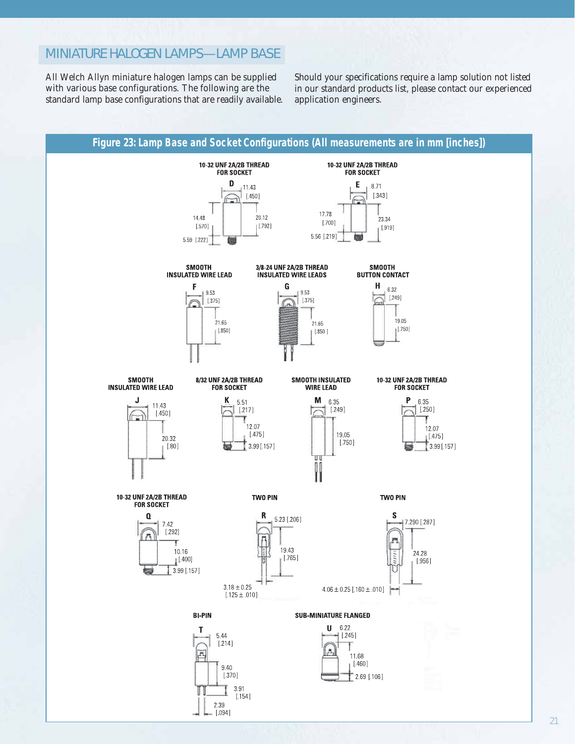## MINIATURE HALOGEN LAMPS—LAMP BASE

All Welch Allyn miniature halogen lamps can be supplied with various base configurations. The following are the standard lamp base configurations that are readily available.

Should your specifications require a lamp solution not listed in our standard products list, please contact our experienced application engineers.

**Figure 23: Lamp Base and Socket Configurations (All measurements are in mm [inches])**

**D** — 10-32 UNF 2A/2B THREAD FOR SOCKET
11.43 [.450]; 14.48 [.570]; 20.12 [.792]; 5.59 [.222]

**E** — 10-32 UNF 2A/2B THREAD FOR SOCKET
8.71 [.343]; 17.78 [.700]; 23.34 [.919]; 5.56 [.219]

**F** — SMOOTH INSULATED WIRE LEAD
9.53 [.375]; 21.65 [.850]

**G** — 3/8-24 UNF 2A/2B THREAD INSULATED WIRE LEADS
9.53 [.375]; 21.65 [.850]

**H** — SMOOTH BUTTON CONTACT
6.32 [.249]; 19.05 [.750]

**J** — SMOOTH INSULATED WIRE LEAD
11.43 [.450]; 20.32 [.80]

**K** — 8/32 UNF 2A/2B THREAD FOR SOCKET
5.51 [.217]; 12.07 [.475]; 3.99 [.157]

**M** — SMOOTH INSULATED WIRE LEAD
6.35 [.249]; 19.05 [.750]

**P** — 10-32 UNF 2A/2B THREAD FOR SOCKET
6.35 [.250]; 12.07 [.475]; 3.99 [.157]

**Q** — 10-32 UNF 2A/2B THREAD FOR SOCKET
7.42 [.292]; 10.16 [.400]; 3.99 [.157]

**R** — TWO PIN
5.23 [.206]; 19.43 [.765]; 3.18 ± 0.25 [.125 ± .010]

**S** — TWO PIN
7.290 [.287]; 24.28 [.956]; 4.06 ± 0.25 [.160 ± .010]

**T** — BI-PIN
5.44 [.214]; 9.40 [.370]; 3.91 [.154]; 2.39 [.094]

**U** — SUB-MINIATURE FLANGED
6.22 [.245]; 11.68 [.460]; 2.69 [.106]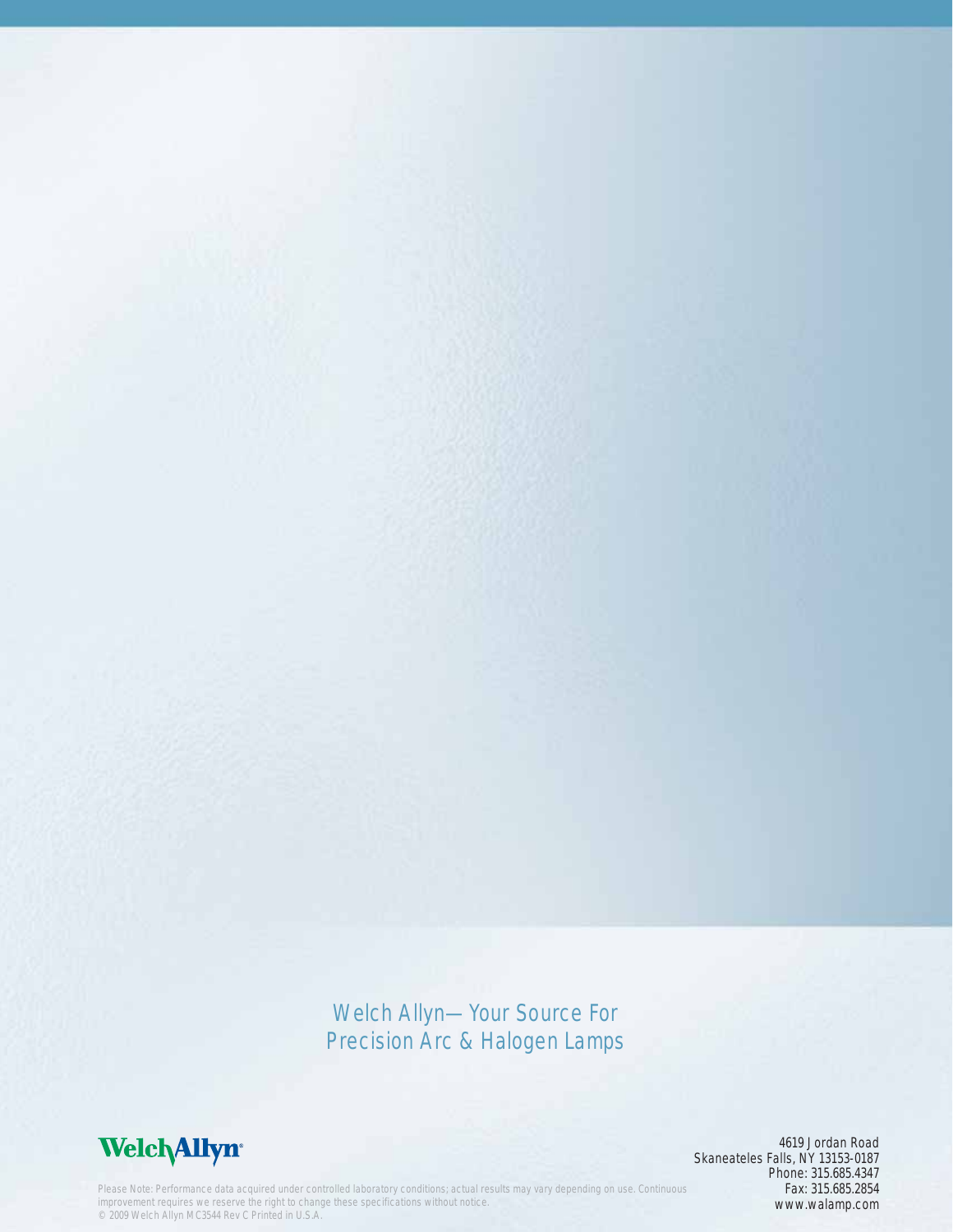Welch Allyn—Your Source For
Precision Arc & Halogen Lamps

WelchAllyn®

4619 Jordan Road
Skaneateles Falls, NY 13153-0187
Phone: 315.685.4347
Fax: 315.685.2854
www.walamp.com

Please Note: Performance data acquired under controlled laboratory conditions; actual results may vary depending on use. Continuous improvement requires we reserve the right to change these specifications without notice.
© 2009 Welch Allyn MC3544 Rev C Printed in U.S.A.